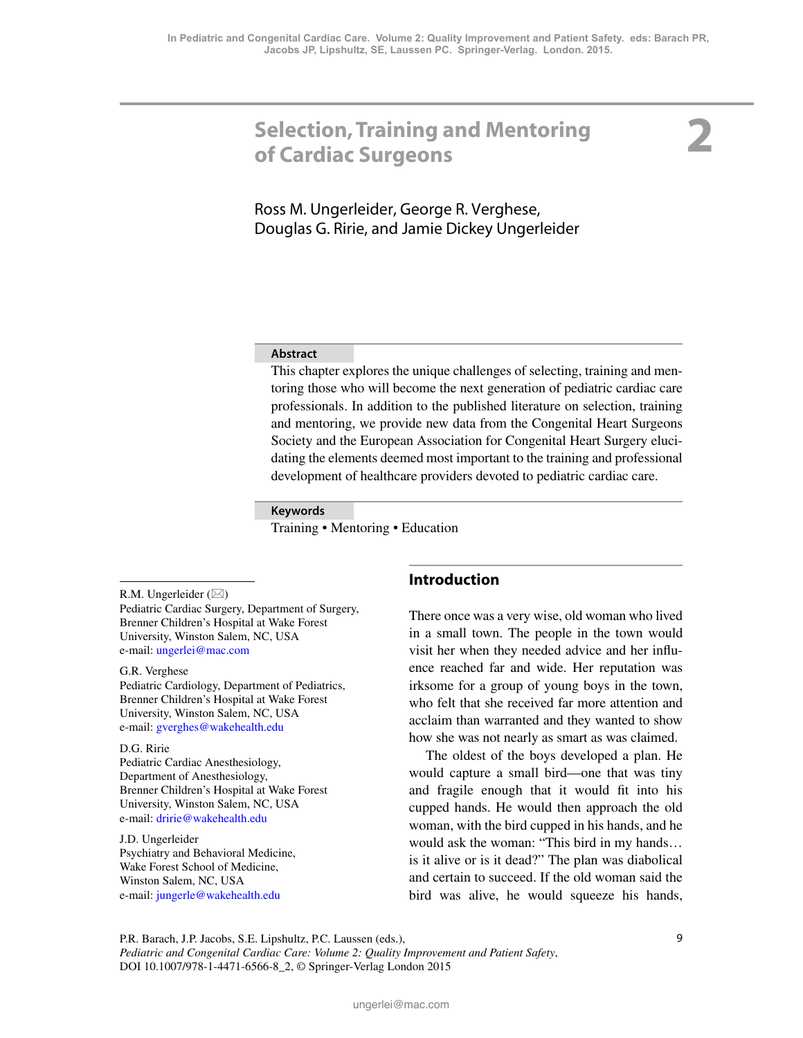In Pediatric and Congenital Cardiac Care. Volume 2: Quality Improvement and Patient Safety. eds: Barach PR, Jacobs JP, Lipshultz, SE, Laussen PC. Springer-Verlag. London. 2015.

# 2 Selection, Training and Mentoring of Cardiac Surgeons

Ross M. Ungerleider, George R. Verghese, Douglas G. Ririe, and Jamie Dickey Ungerleider

**Abstract**

This chapter explores the unique challenges of selecting, training and mentoring those who will become the next generation of pediatric cardiac care professionals. In addition to the published literature on selection, training and mentoring, we provide new data from the Congenital Heart Surgeons Society and the European Association for Congenital Heart Surgery elucidating the elements deemed most important to the training and professional development of healthcare providers devoted to pediatric cardiac care.

**Keywords**

Training • Mentoring • Education

R.M. Ungerleider (✉)
Pediatric Cardiac Surgery, Department of Surgery, Brenner Children's Hospital at Wake Forest University, Winston Salem, NC, USA
e-mail: ungerlei@mac.com

G.R. Verghese
Pediatric Cardiology, Department of Pediatrics, Brenner Children's Hospital at Wake Forest University, Winston Salem, NC, USA
e-mail: gverghes@wakehealth.edu

D.G. Ririe
Pediatric Cardiac Anesthesiology, Department of Anesthesiology, Brenner Children's Hospital at Wake Forest University, Winston Salem, NC, USA
e-mail: dririe@wakehealth.edu

J.D. Ungerleider
Psychiatry and Behavioral Medicine, Wake Forest School of Medicine, Winston Salem, NC, USA
e-mail: jungerle@wakehealth.edu

## Introduction

There once was a very wise, old woman who lived in a small town. The people in the town would visit her when they needed advice and her influence reached far and wide. Her reputation was irksome for a group of young boys in the town, who felt that she received far more attention and acclaim than warranted and they wanted to show how she was not nearly as smart as was claimed.

The oldest of the boys developed a plan. He would capture a small bird—one that was tiny and fragile enough that it would fit into his cupped hands. He would then approach the old woman, with the bird cupped in his hands, and he would ask the woman: "This bird in my hands… is it alive or is it dead?" The plan was diabolical and certain to succeed. If the old woman said the bird was alive, he would squeeze his hands,

P.R. Barach, J.P. Jacobs, S.E. Lipshultz, P.C. Laussen (eds.), *Pediatric and Congenital Cardiac Care: Volume 2: Quality Improvement and Patient Safety*, DOI 10.1007/978-1-4471-6566-8_2, © Springer-Verlag London 2015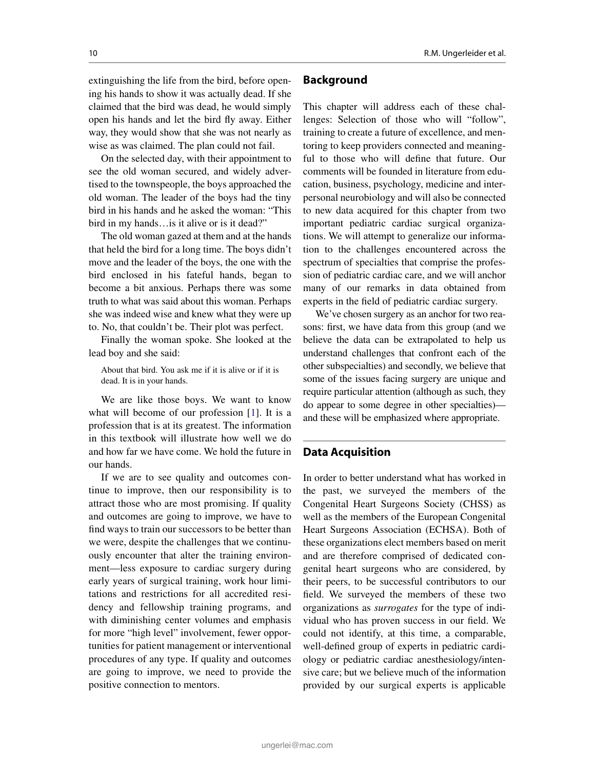extinguishing the life from the bird, before opening his hands to show it was actually dead. If she claimed that the bird was dead, he would simply open his hands and let the bird fly away. Either way, they would show that she was not nearly as wise as was claimed. The plan could not fail.

On the selected day, with their appointment to see the old woman secured, and widely advertised to the townspeople, the boys approached the old woman. The leader of the boys had the tiny bird in his hands and he asked the woman: "This bird in my hands…is it alive or is it dead?"

The old woman gazed at them and at the hands that held the bird for a long time. The boys didn't move and the leader of the boys, the one with the bird enclosed in his fateful hands, began to become a bit anxious. Perhaps there was some truth to what was said about this woman. Perhaps she was indeed wise and knew what they were up to. No, that couldn't be. Their plot was perfect.

Finally the woman spoke. She looked at the lead boy and she said:

> About that bird. You ask me if it is alive or if it is dead. It is in your hands.

We are like those boys. We want to know what will become of our profession [1]. It is a profession that is at its greatest. The information in this textbook will illustrate how well we do and how far we have come. We hold the future in our hands.

If we are to see quality and outcomes continue to improve, then our responsibility is to attract those who are most promising. If quality and outcomes are going to improve, we have to find ways to train our successors to be better than we were, despite the challenges that we continuously encounter that alter the training environment—less exposure to cardiac surgery during early years of surgical training, work hour limitations and restrictions for all accredited residency and fellowship training programs, and with diminishing center volumes and emphasis for more "high level" involvement, fewer opportunities for patient management or interventional procedures of any type. If quality and outcomes are going to improve, we need to provide the positive connection to mentors.

## Background

This chapter will address each of these challenges: Selection of those who will "follow", training to create a future of excellence, and mentoring to keep providers connected and meaningful to those who will define that future. Our comments will be founded in literature from education, business, psychology, medicine and interpersonal neurobiology and will also be connected to new data acquired for this chapter from two important pediatric cardiac surgical organizations. We will attempt to generalize our information to the challenges encountered across the spectrum of specialties that comprise the profession of pediatric cardiac care, and we will anchor many of our remarks in data obtained from experts in the field of pediatric cardiac surgery.

We've chosen surgery as an anchor for two reasons: first, we have data from this group (and we believe the data can be extrapolated to help us understand challenges that confront each of the other subspecialties) and secondly, we believe that some of the issues facing surgery are unique and require particular attention (although as such, they do appear to some degree in other specialties)—and these will be emphasized where appropriate.

## Data Acquisition

In order to better understand what has worked in the past, we surveyed the members of the Congenital Heart Surgeons Society (CHSS) as well as the members of the European Congenital Heart Surgeons Association (ECHSA). Both of these organizations elect members based on merit and are therefore comprised of dedicated congenital heart surgeons who are considered, by their peers, to be successful contributors to our field. We surveyed the members of these two organizations as *surrogates* for the type of individual who has proven success in our field. We could not identify, at this time, a comparable, well-defined group of experts in pediatric cardiology or pediatric cardiac anesthesiology/intensive care; but we believe much of the information provided by our surgical experts is applicable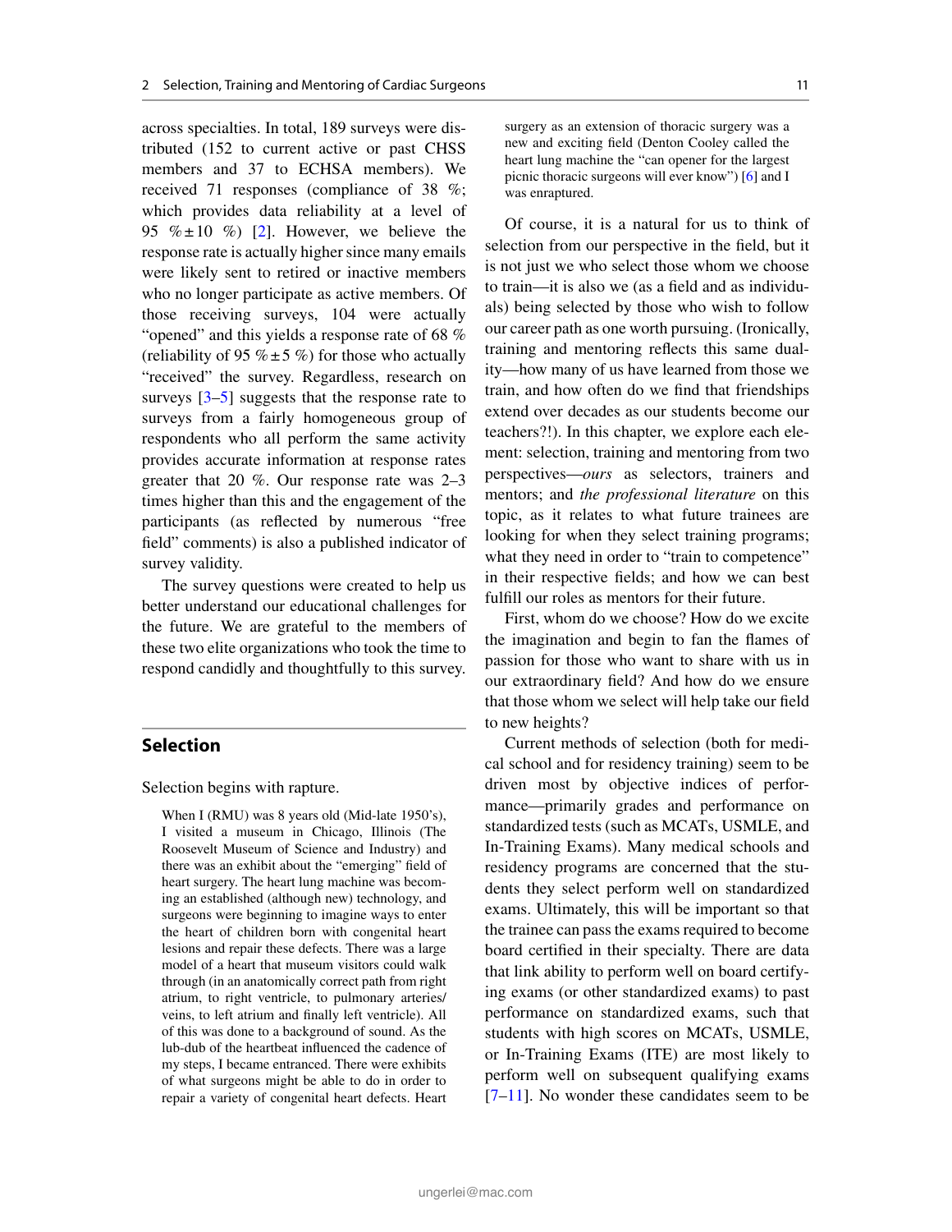across specialties. In total, 189 surveys were distributed (152 to current active or past CHSS members and 37 to ECHSA members). We received 71 responses (compliance of 38 %; which provides data reliability at a level of 95 % ± 10 %) [2]. However, we believe the response rate is actually higher since many emails were likely sent to retired or inactive members who no longer participate as active members. Of those receiving surveys, 104 were actually "opened" and this yields a response rate of 68 % (reliability of 95 % ± 5 %) for those who actually "received" the survey. Regardless, research on surveys [3–5] suggests that the response rate to surveys from a fairly homogeneous group of respondents who all perform the same activity provides accurate information at response rates greater that 20 %. Our response rate was 2–3 times higher than this and the engagement of the participants (as reflected by numerous "free field" comments) is also a published indicator of survey validity.

The survey questions were created to help us better understand our educational challenges for the future. We are grateful to the members of these two elite organizations who took the time to respond candidly and thoughtfully to this survey.

## Selection

Selection begins with rapture.

> When I (RMU) was 8 years old (Mid-late 1950's), I visited a museum in Chicago, Illinois (The Roosevelt Museum of Science and Industry) and there was an exhibit about the "emerging" field of heart surgery. The heart lung machine was becoming an established (although new) technology, and surgeons were beginning to imagine ways to enter the heart of children born with congenital heart lesions and repair these defects. There was a large model of a heart that museum visitors could walk through (in an anatomically correct path from right atrium, to right ventricle, to pulmonary arteries/veins, to left atrium and finally left ventricle). All of this was done to a background of sound. As the lub-dub of the heartbeat influenced the cadence of my steps, I became entranced. There were exhibits of what surgeons might be able to do in order to repair a variety of congenital heart defects. Heart surgery as an extension of thoracic surgery was a new and exciting field (Denton Cooley called the heart lung machine the "can opener for the largest picnic thoracic surgeons will ever know") [6] and I was enraptured.

Of course, it is a natural for us to think of selection from our perspective in the field, but it is not just we who select those whom we choose to train—it is also we (as a field and as individuals) being selected by those who wish to follow our career path as one worth pursuing. (Ironically, training and mentoring reflects this same duality—how many of us have learned from those we train, and how often do we find that friendships extend over decades as our students become our teachers?!). In this chapter, we explore each element: selection, training and mentoring from two perspectives—*ours* as selectors, trainers and mentors; and *the professional literature* on this topic, as it relates to what future trainees are looking for when they select training programs; what they need in order to "train to competence" in their respective fields; and how we can best fulfill our roles as mentors for their future.

First, whom do we choose? How do we excite the imagination and begin to fan the flames of passion for those who want to share with us in our extraordinary field? And how do we ensure that those whom we select will help take our field to new heights?

Current methods of selection (both for medical school and for residency training) seem to be driven most by objective indices of performance—primarily grades and performance on standardized tests (such as MCATs, USMLE, and In-Training Exams). Many medical schools and residency programs are concerned that the students they select perform well on standardized exams. Ultimately, this will be important so that the trainee can pass the exams required to become board certified in their specialty. There are data that link ability to perform well on board certifying exams (or other standardized exams) to past performance on standardized exams, such that students with high scores on MCATs, USMLE, or In-Training Exams (ITE) are most likely to perform well on subsequent qualifying exams [7–11]. No wonder these candidates seem to be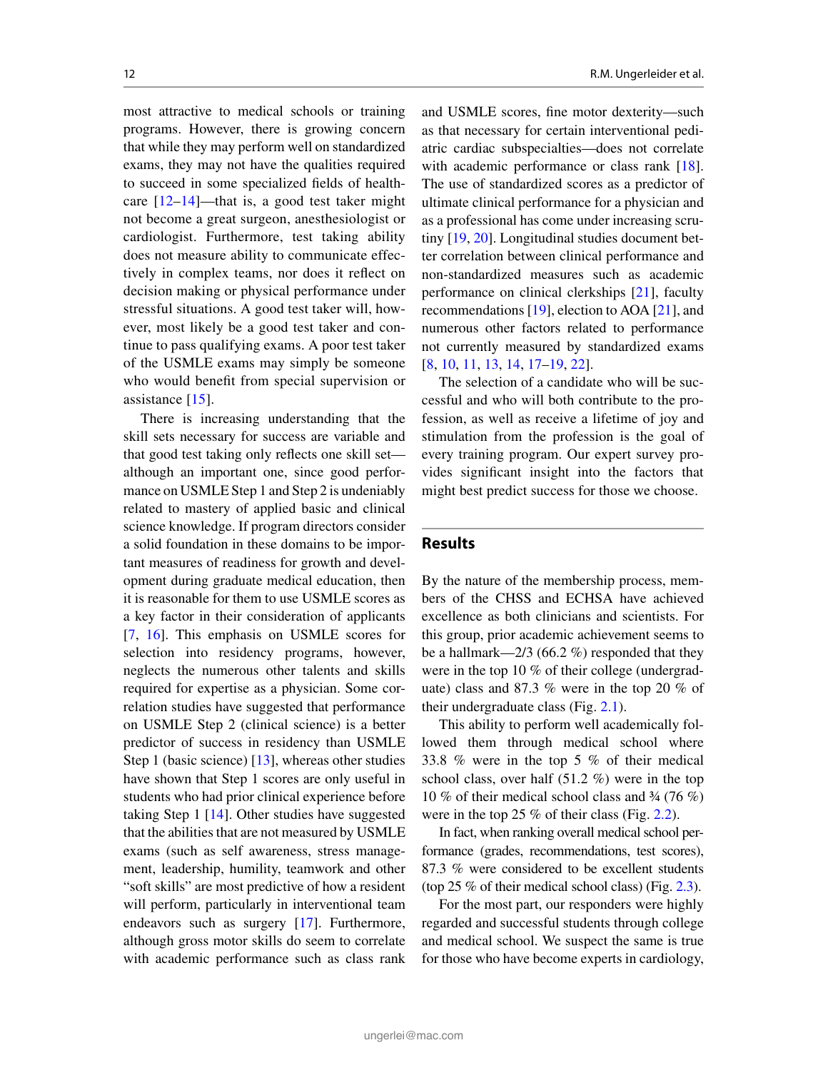most attractive to medical schools or training programs. However, there is growing concern that while they may perform well on standardized exams, they may not have the qualities required to succeed in some specialized fields of healthcare [12–14]—that is, a good test taker might not become a great surgeon, anesthesiologist or cardiologist. Furthermore, test taking ability does not measure ability to communicate effectively in complex teams, nor does it reflect on decision making or physical performance under stressful situations. A good test taker will, however, most likely be a good test taker and continue to pass qualifying exams. A poor test taker of the USMLE exams may simply be someone who would benefit from special supervision or assistance [15].

There is increasing understanding that the skill sets necessary for success are variable and that good test taking only reflects one skill set—although an important one, since good performance on USMLE Step 1 and Step 2 is undeniably related to mastery of applied basic and clinical science knowledge. If program directors consider a solid foundation in these domains to be important measures of readiness for growth and development during graduate medical education, then it is reasonable for them to use USMLE scores as a key factor in their consideration of applicants [7, 16]. This emphasis on USMLE scores for selection into residency programs, however, neglects the numerous other talents and skills required for expertise as a physician. Some correlation studies have suggested that performance on USMLE Step 2 (clinical science) is a better predictor of success in residency than USMLE Step 1 (basic science) [13], whereas other studies have shown that Step 1 scores are only useful in students who had prior clinical experience before taking Step 1 [14]. Other studies have suggested that the abilities that are not measured by USMLE exams (such as self awareness, stress management, leadership, humility, teamwork and other "soft skills" are most predictive of how a resident will perform, particularly in interventional team endeavors such as surgery [17]. Furthermore, although gross motor skills do seem to correlate with academic performance such as class rank and USMLE scores, fine motor dexterity—such as that necessary for certain interventional pediatric cardiac subspecialties—does not correlate with academic performance or class rank [18]. The use of standardized scores as a predictor of ultimate clinical performance for a physician and as a professional has come under increasing scrutiny [19, 20]. Longitudinal studies document better correlation between clinical performance and non-standardized measures such as academic performance on clinical clerkships [21], faculty recommendations [19], election to AOA [21], and numerous other factors related to performance not currently measured by standardized exams [8, 10, 11, 13, 14, 17–19, 22].

The selection of a candidate who will be successful and who will both contribute to the profession, as well as receive a lifetime of joy and stimulation from the profession is the goal of every training program. Our expert survey provides significant insight into the factors that might best predict success for those we choose.

## Results

By the nature of the membership process, members of the CHSS and ECHSA have achieved excellence as both clinicians and scientists. For this group, prior academic achievement seems to be a hallmark—2/3 (66.2 %) responded that they were in the top 10 % of their college (undergraduate) class and 87.3 % were in the top 20 % of their undergraduate class (Fig. 2.1).

This ability to perform well academically followed them through medical school where 33.8 % were in the top 5 % of their medical school class, over half (51.2 %) were in the top 10 % of their medical school class and ¾ (76 %) were in the top 25 % of their class (Fig. 2.2).

In fact, when ranking overall medical school performance (grades, recommendations, test scores), 87.3 % were considered to be excellent students (top 25 % of their medical school class) (Fig. 2.3).

For the most part, our responders were highly regarded and successful students through college and medical school. We suspect the same is true for those who have become experts in cardiology,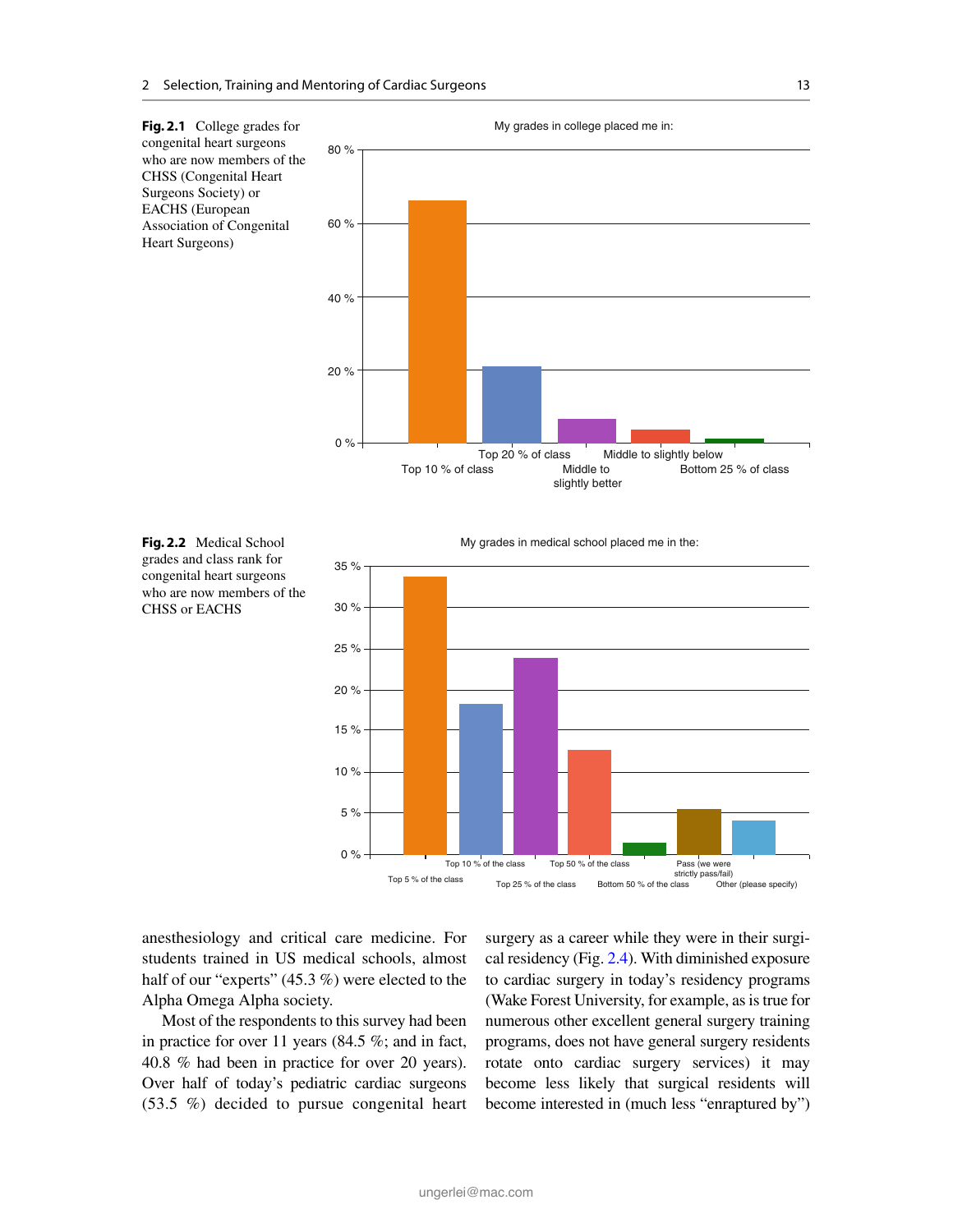**Fig. 2.1** College grades for congenital heart surgeons who are now members of the CHSS (Congenital Heart Surgeons Society) or EACHS (European Association of Congenital Heart Surgeons)

**Fig. 2.2** Medical School grades and class rank for congenital heart surgeons who are now members of the CHSS or EACHS

anesthesiology and critical care medicine. For students trained in US medical schools, almost half of our "experts" (45.3 %) were elected to the Alpha Omega Alpha society.

Most of the respondents to this survey had been in practice for over 11 years (84.5 %; and in fact, 40.8 % had been in practice for over 20 years). Over half of today's pediatric cardiac surgeons (53.5 %) decided to pursue congenital heart surgery as a career while they were in their surgical residency (Fig. 2.4). With diminished exposure to cardiac surgery in today's residency programs (Wake Forest University, for example, as is true for numerous other excellent general surgery training programs, does not have general surgery residents rotate onto cardiac surgery services) it may become less likely that surgical residents will become interested in (much less "enraptured by")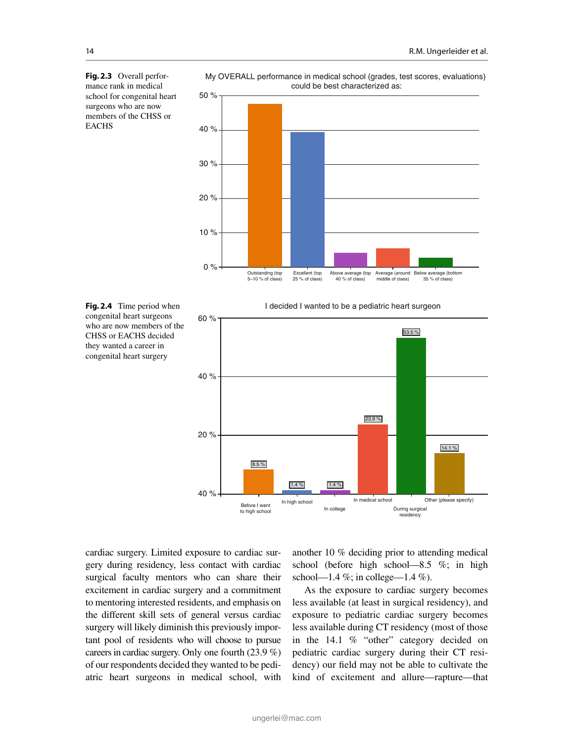**Fig. 2.3** Overall performance rank in medical school for congenital heart surgeons who are now members of the CHSS or EACHS

**Fig. 2.4** Time period when congenital heart surgeons who are now members of the CHSS or EACHS decided they wanted a career in congenital heart surgery

cardiac surgery. Limited exposure to cardiac surgery during residency, less contact with cardiac surgical faculty mentors who can share their excitement in cardiac surgery and a commitment to mentoring interested residents, and emphasis on the different skill sets of general versus cardiac surgery will likely diminish this previously important pool of residents who will choose to pursue careers in cardiac surgery. Only one fourth (23.9 %) of our respondents decided they wanted to be pediatric heart surgeons in medical school, with another 10 % deciding prior to attending medical school (before high school—8.5 %; in high school—1.4 %; in college—1.4 %).

As the exposure to cardiac surgery becomes less available (at least in surgical residency), and exposure to pediatric cardiac surgery becomes less available during CT residency (most of those in the 14.1 % "other" category decided on pediatric cardiac surgery during their CT residency) our field may not be able to cultivate the kind of excitement and allure—rapture—that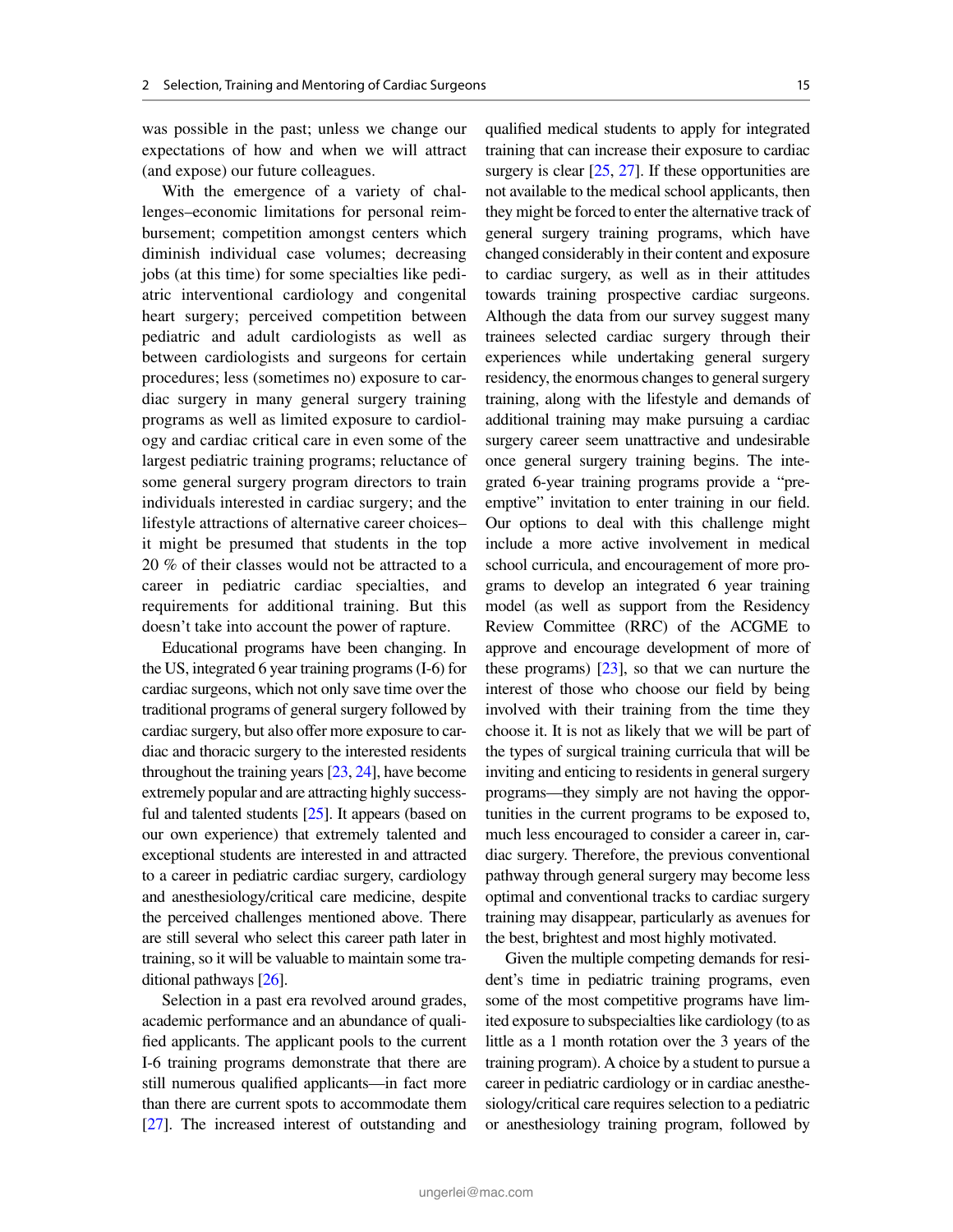was possible in the past; unless we change our expectations of how and when we will attract (and expose) our future colleagues.

With the emergence of a variety of challenges–economic limitations for personal reimbursement; competition amongst centers which diminish individual case volumes; decreasing jobs (at this time) for some specialties like pediatric interventional cardiology and congenital heart surgery; perceived competition between pediatric and adult cardiologists as well as between cardiologists and surgeons for certain procedures; less (sometimes no) exposure to cardiac surgery in many general surgery training programs as well as limited exposure to cardiology and cardiac critical care in even some of the largest pediatric training programs; reluctance of some general surgery program directors to train individuals interested in cardiac surgery; and the lifestyle attractions of alternative career choices– it might be presumed that students in the top 20 % of their classes would not be attracted to a career in pediatric cardiac specialties, and requirements for additional training. But this doesn't take into account the power of rapture.

Educational programs have been changing. In the US, integrated 6 year training programs (I-6) for cardiac surgeons, which not only save time over the traditional programs of general surgery followed by cardiac surgery, but also offer more exposure to cardiac and thoracic surgery to the interested residents throughout the training years [23, 24], have become extremely popular and are attracting highly successful and talented students [25]. It appears (based on our own experience) that extremely talented and exceptional students are interested in and attracted to a career in pediatric cardiac surgery, cardiology and anesthesiology/critical care medicine, despite the perceived challenges mentioned above. There are still several who select this career path later in training, so it will be valuable to maintain some traditional pathways [26].

Selection in a past era revolved around grades, academic performance and an abundance of qualified applicants. The applicant pools to the current I-6 training programs demonstrate that there are still numerous qualified applicants—in fact more than there are current spots to accommodate them [27]. The increased interest of outstanding and qualified medical students to apply for integrated training that can increase their exposure to cardiac surgery is clear [25, 27]. If these opportunities are not available to the medical school applicants, then they might be forced to enter the alternative track of general surgery training programs, which have changed considerably in their content and exposure to cardiac surgery, as well as in their attitudes towards training prospective cardiac surgeons. Although the data from our survey suggest many trainees selected cardiac surgery through their experiences while undertaking general surgery residency, the enormous changes to general surgery training, along with the lifestyle and demands of additional training may make pursuing a cardiac surgery career seem unattractive and undesirable once general surgery training begins. The integrated 6-year training programs provide a "preemptive" invitation to enter training in our field. Our options to deal with this challenge might include a more active involvement in medical school curricula, and encouragement of more programs to develop an integrated 6 year training model (as well as support from the Residency Review Committee (RRC) of the ACGME to approve and encourage development of more of these programs) [23], so that we can nurture the interest of those who choose our field by being involved with their training from the time they choose it. It is not as likely that we will be part of the types of surgical training curricula that will be inviting and enticing to residents in general surgery programs—they simply are not having the opportunities in the current programs to be exposed to, much less encouraged to consider a career in, cardiac surgery. Therefore, the previous conventional pathway through general surgery may become less optimal and conventional tracks to cardiac surgery training may disappear, particularly as avenues for the best, brightest and most highly motivated.

Given the multiple competing demands for resident's time in pediatric training programs, even some of the most competitive programs have limited exposure to subspecialties like cardiology (to as little as a 1 month rotation over the 3 years of the training program). A choice by a student to pursue a career in pediatric cardiology or in cardiac anesthesiology/critical care requires selection to a pediatric or anesthesiology training program, followed by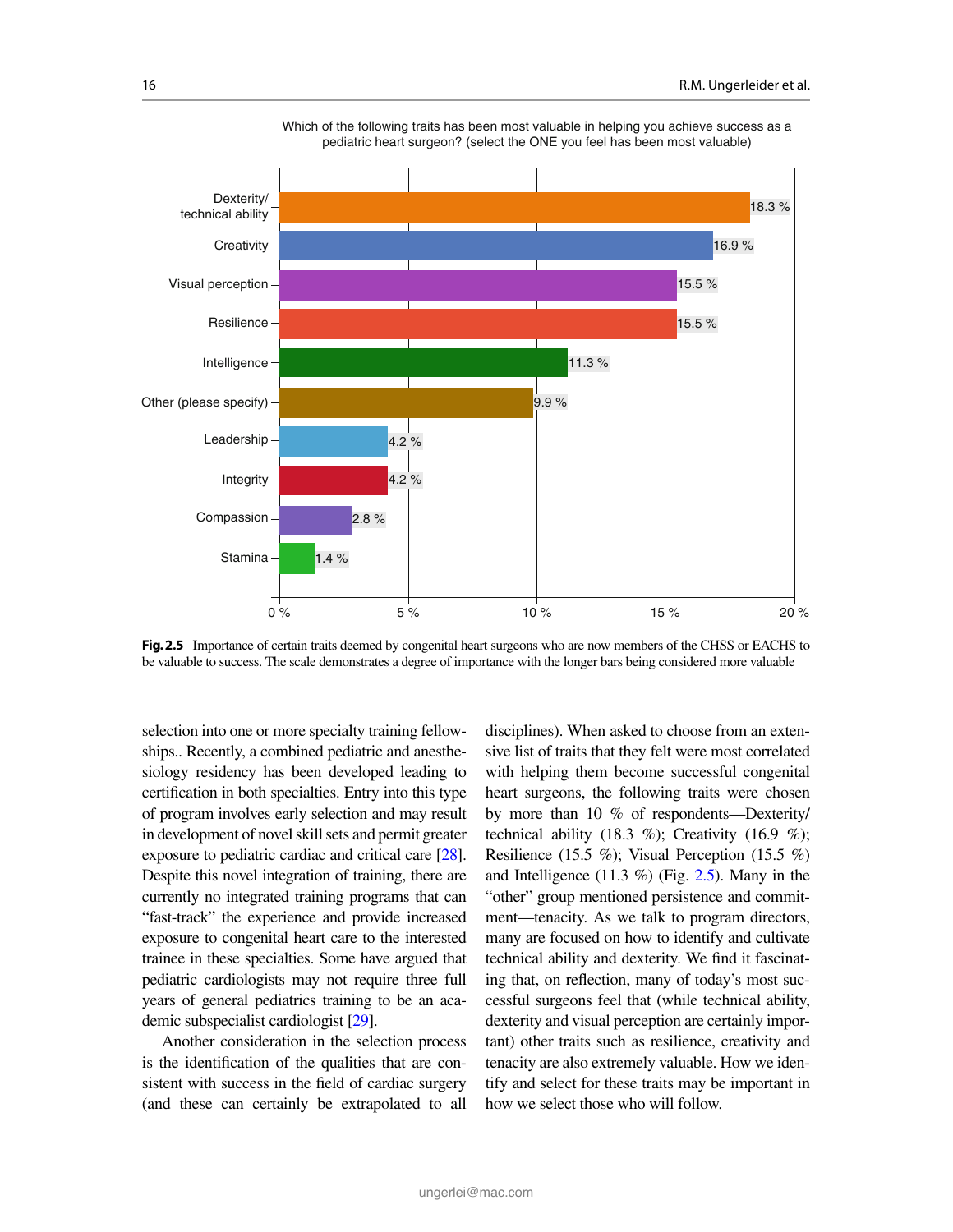Which of the following traits has been most valuable in helping you achieve success as a pediatric heart surgeon? (select the ONE you feel has been most valuable)

| Trait | Percentage |
| --- | --- |
| Dexterity/technical ability | 18.3 % |
| Creativity | 16.9 % |
| Visual perception | 15.5 % |
| Resilience | 15.5 % |
| Intelligence | 11.3 % |
| Other (please specify) | 9.9 % |
| Leadership | 4.2 % |
| Integrity | 4.2 % |
| Compassion | 2.8 % |
| Stamina | 1.4 % |

**Fig. 2.5** Importance of certain traits deemed by congenital heart surgeons who are now members of the CHSS or EACHS to be valuable to success. The scale demonstrates a degree of importance with the longer bars being considered more valuable

selection into one or more specialty training fellowships.. Recently, a combined pediatric and anesthesiology residency has been developed leading to certification in both specialties. Entry into this type of program involves early selection and may result in development of novel skill sets and permit greater exposure to pediatric cardiac and critical care [28]. Despite this novel integration of training, there are currently no integrated training programs that can "fast-track" the experience and provide increased exposure to congenital heart care to the interested trainee in these specialties. Some have argued that pediatric cardiologists may not require three full years of general pediatrics training to be an academic subspecialist cardiologist [29].

Another consideration in the selection process is the identification of the qualities that are consistent with success in the field of cardiac surgery (and these can certainly be extrapolated to all disciplines). When asked to choose from an extensive list of traits that they felt were most correlated with helping them become successful congenital heart surgeons, the following traits were chosen by more than 10 % of respondents—Dexterity/technical ability (18.3 %); Creativity (16.9 %); Resilience (15.5 %); Visual Perception (15.5 %) and Intelligence (11.3 %) (Fig. 2.5). Many in the "other" group mentioned persistence and commitment—tenacity. As we talk to program directors, many are focused on how to identify and cultivate technical ability and dexterity. We find it fascinating that, on reflection, many of today's most successful surgeons feel that (while technical ability, dexterity and visual perception are certainly important) other traits such as resilience, creativity and tenacity are also extremely valuable. How we identify and select for these traits may be important in how we select those who will follow.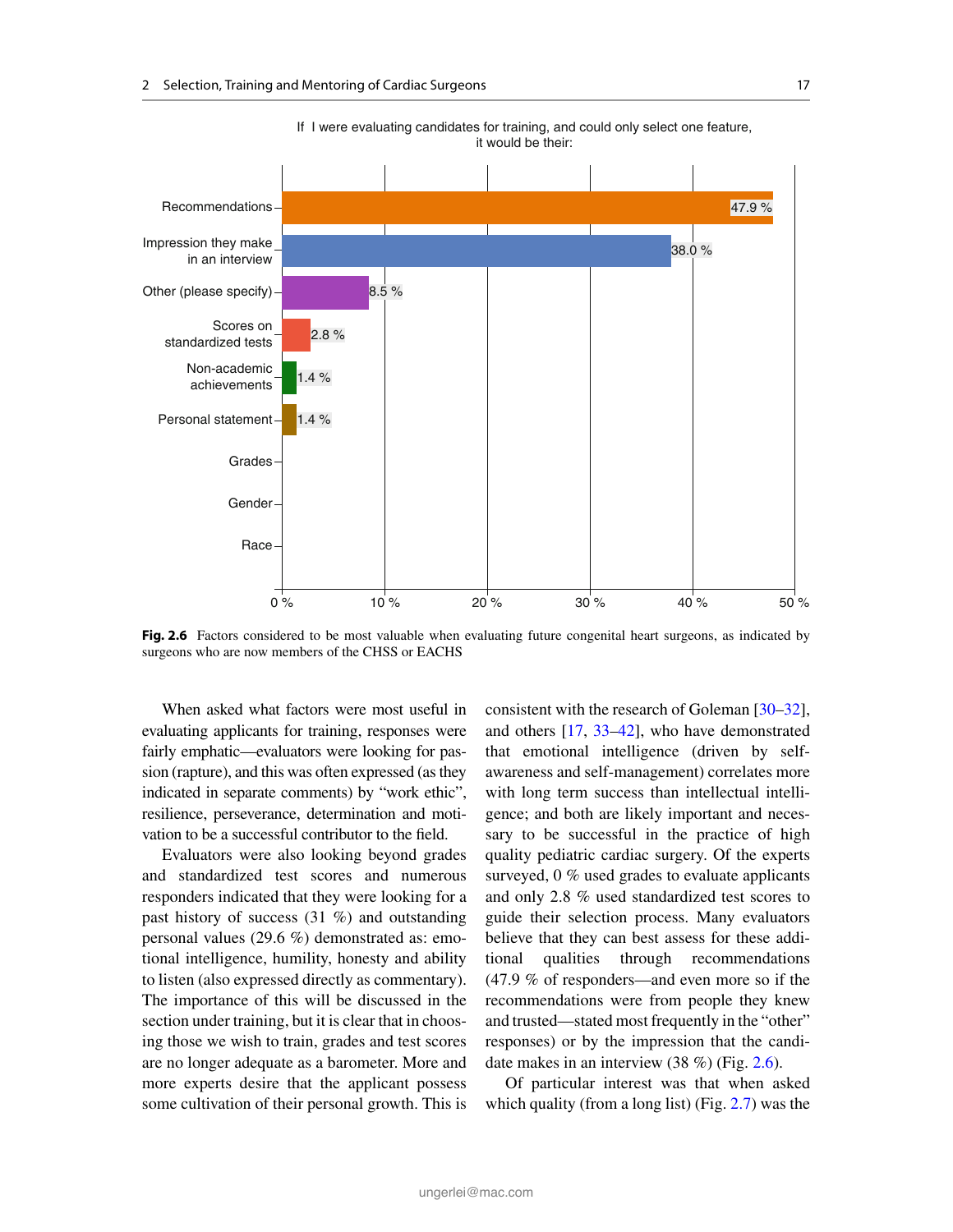If I were evaluating candidates for training, and could only select one feature, it would be their:

| Feature | Percentage |
|---|---|
| Recommendations | 47.9 % |
| Impression they make in an interview | 38.0 % |
| Other (please specify) | 8.5 % |
| Scores on standardized tests | 2.8 % |
| Non-academic achievements | 1.4 % |
| Personal statement | 1.4 % |
| Grades | |
| Gender | |
| Race | |

**Fig. 2.6** Factors considered to be most valuable when evaluating future congenital heart surgeons, as indicated by surgeons who are now members of the CHSS or EACHS

When asked what factors were most useful in evaluating applicants for training, responses were fairly emphatic—evaluators were looking for passion (rapture), and this was often expressed (as they indicated in separate comments) by "work ethic", resilience, perseverance, determination and motivation to be a successful contributor to the field.

Evaluators were also looking beyond grades and standardized test scores and numerous responders indicated that they were looking for a past history of success (31 %) and outstanding personal values (29.6 %) demonstrated as: emotional intelligence, humility, honesty and ability to listen (also expressed directly as commentary). The importance of this will be discussed in the section under training, but it is clear that in choosing those we wish to train, grades and test scores are no longer adequate as a barometer. More and more experts desire that the applicant possess some cultivation of their personal growth. This is consistent with the research of Goleman [30–32], and others [17, 33–42], who have demonstrated that emotional intelligence (driven by self-awareness and self-management) correlates more with long term success than intellectual intelligence; and both are likely important and necessary to be successful in the practice of high quality pediatric cardiac surgery. Of the experts surveyed, 0 % used grades to evaluate applicants and only 2.8 % used standardized test scores to guide their selection process. Many evaluators believe that they can best assess for these additional qualities through recommendations (47.9 % of responders—and even more so if the recommendations were from people they knew and trusted—stated most frequently in the "other" responses) or by the impression that the candidate makes in an interview (38 %) (Fig. 2.6).

Of particular interest was that when asked which quality (from a long list) (Fig. 2.7) was the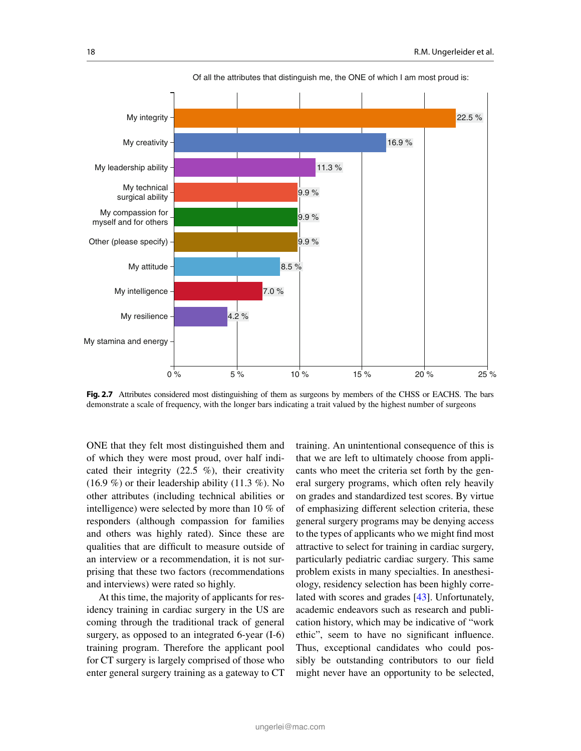Of all the attributes that distinguish me, the ONE of which I am most proud is:

My integrity 22.5 %
My creativity 16.9 %
My leadership ability 11.3 %
My technical surgical ability 9.9 %
My compassion for myself and for others 9.9 %
Other (please specify) 9.9 %
My attitude 8.5 %
My intelligence 7.0 %
My resilience 4.2 %
My stamina and energy

0 % 5 % 10 % 15 % 20 % 25 %

**Fig. 2.7** Attributes considered most distinguishing of them as surgeons by members of the CHSS or EACHS. The bars demonstrate a scale of frequency, with the longer bars indicating a trait valued by the highest number of surgeons

ONE that they felt most distinguished them and of which they were most proud, over half indicated their integrity (22.5 %), their creativity (16.9 %) or their leadership ability (11.3 %). No other attributes (including technical abilities or intelligence) were selected by more than 10 % of responders (although compassion for families and others was highly rated). Since these are qualities that are difficult to measure outside of an interview or a recommendation, it is not surprising that these two factors (recommendations and interviews) were rated so highly.

At this time, the majority of applicants for residency training in cardiac surgery in the US are coming through the traditional track of general surgery, as opposed to an integrated 6-year (I-6) training program. Therefore the applicant pool for CT surgery is largely comprised of those who enter general surgery training as a gateway to CT training. An unintentional consequence of this is that we are left to ultimately choose from applicants who meet the criteria set forth by the general surgery programs, which often rely heavily on grades and standardized test scores. By virtue of emphasizing different selection criteria, these general surgery programs may be denying access to the types of applicants who we might find most attractive to select for training in cardiac surgery, particularly pediatric cardiac surgery. This same problem exists in many specialties. In anesthesiology, residency selection has been highly correlated with scores and grades [43]. Unfortunately, academic endeavors such as research and publication history, which may be indicative of "work ethic", seem to have no significant influence. Thus, exceptional candidates who could possibly be outstanding contributors to our field might never have an opportunity to be selected,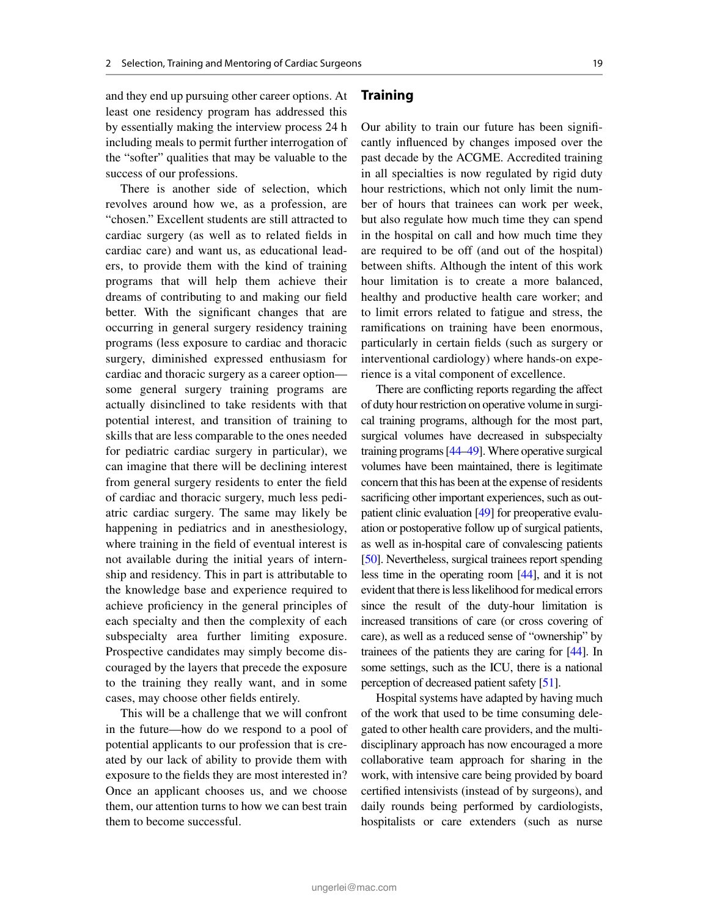and they end up pursuing other career options. At least one residency program has addressed this by essentially making the interview process 24 h including meals to permit further interrogation of the "softer" qualities that may be valuable to the success of our professions.

There is another side of selection, which revolves around how we, as a profession, are "chosen." Excellent students are still attracted to cardiac surgery (as well as to related fields in cardiac care) and want us, as educational leaders, to provide them with the kind of training programs that will help them achieve their dreams of contributing to and making our field better. With the significant changes that are occurring in general surgery residency training programs (less exposure to cardiac and thoracic surgery, diminished expressed enthusiasm for cardiac and thoracic surgery as a career option—some general surgery training programs are actually disinclined to take residents with that potential interest, and transition of training to skills that are less comparable to the ones needed for pediatric cardiac surgery in particular), we can imagine that there will be declining interest from general surgery residents to enter the field of cardiac and thoracic surgery, much less pediatric cardiac surgery. The same may likely be happening in pediatrics and in anesthesiology, where training in the field of eventual interest is not available during the initial years of internship and residency. This in part is attributable to the knowledge base and experience required to achieve proficiency in the general principles of each specialty and then the complexity of each subspecialty area further limiting exposure. Prospective candidates may simply become discouraged by the layers that precede the exposure to the training they really want, and in some cases, may choose other fields entirely.

This will be a challenge that we will confront in the future—how do we respond to a pool of potential applicants to our profession that is created by our lack of ability to provide them with exposure to the fields they are most interested in? Once an applicant chooses us, and we choose them, our attention turns to how we can best train them to become successful.

## Training

Our ability to train our future has been significantly influenced by changes imposed over the past decade by the ACGME. Accredited training in all specialties is now regulated by rigid duty hour restrictions, which not only limit the number of hours that trainees can work per week, but also regulate how much time they can spend in the hospital on call and how much time they are required to be off (and out of the hospital) between shifts. Although the intent of this work hour limitation is to create a more balanced, healthy and productive health care worker; and to limit errors related to fatigue and stress, the ramifications on training have been enormous, particularly in certain fields (such as surgery or interventional cardiology) where hands-on experience is a vital component of excellence.

There are conflicting reports regarding the affect of duty hour restriction on operative volume in surgical training programs, although for the most part, surgical volumes have decreased in subspecialty training programs [44–49]. Where operative surgical volumes have been maintained, there is legitimate concern that this has been at the expense of residents sacrificing other important experiences, such as outpatient clinic evaluation [49] for preoperative evaluation or postoperative follow up of surgical patients, as well as in-hospital care of convalescing patients [50]. Nevertheless, surgical trainees report spending less time in the operating room [44], and it is not evident that there is less likelihood for medical errors since the result of the duty-hour limitation is increased transitions of care (or cross covering of care), as well as a reduced sense of "ownership" by trainees of the patients they are caring for [44]. In some settings, such as the ICU, there is a national perception of decreased patient safety [51].

Hospital systems have adapted by having much of the work that used to be time consuming delegated to other health care providers, and the multidisciplinary approach has now encouraged a more collaborative team approach for sharing in the work, with intensive care being provided by board certified intensivists (instead of by surgeons), and daily rounds being performed by cardiologists, hospitalists or care extenders (such as nurse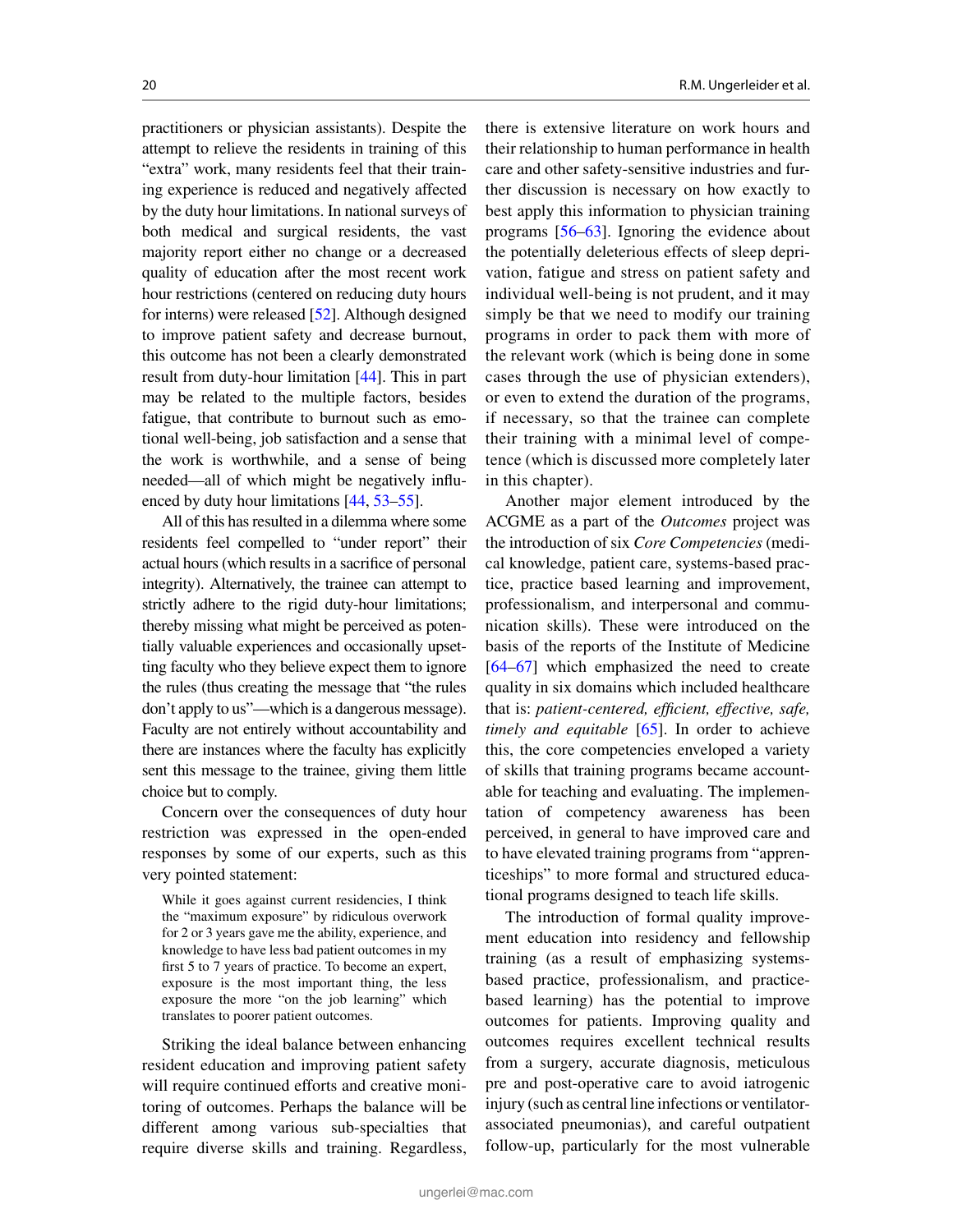practitioners or physician assistants). Despite the attempt to relieve the residents in training of this "extra" work, many residents feel that their training experience is reduced and negatively affected by the duty hour limitations. In national surveys of both medical and surgical residents, the vast majority report either no change or a decreased quality of education after the most recent work hour restrictions (centered on reducing duty hours for interns) were released [52]. Although designed to improve patient safety and decrease burnout, this outcome has not been a clearly demonstrated result from duty-hour limitation [44]. This in part may be related to the multiple factors, besides fatigue, that contribute to burnout such as emotional well-being, job satisfaction and a sense that the work is worthwhile, and a sense of being needed—all of which might be negatively influenced by duty hour limitations [44, 53–55].

All of this has resulted in a dilemma where some residents feel compelled to "under report" their actual hours (which results in a sacrifice of personal integrity). Alternatively, the trainee can attempt to strictly adhere to the rigid duty-hour limitations; thereby missing what might be perceived as potentially valuable experiences and occasionally upsetting faculty who they believe expect them to ignore the rules (thus creating the message that "the rules don't apply to us"—which is a dangerous message). Faculty are not entirely without accountability and there are instances where the faculty has explicitly sent this message to the trainee, giving them little choice but to comply.

Concern over the consequences of duty hour restriction was expressed in the open-ended responses by some of our experts, such as this very pointed statement:

> While it goes against current residencies, I think the "maximum exposure" by ridiculous overwork for 2 or 3 years gave me the ability, experience, and knowledge to have less bad patient outcomes in my first 5 to 7 years of practice. To become an expert, exposure is the most important thing, the less exposure the more "on the job learning" which translates to poorer patient outcomes.

Striking the ideal balance between enhancing resident education and improving patient safety will require continued efforts and creative monitoring of outcomes. Perhaps the balance will be different among various sub-specialties that require diverse skills and training. Regardless, there is extensive literature on work hours and their relationship to human performance in health care and other safety-sensitive industries and further discussion is necessary on how exactly to best apply this information to physician training programs [56–63]. Ignoring the evidence about the potentially deleterious effects of sleep deprivation, fatigue and stress on patient safety and individual well-being is not prudent, and it may simply be that we need to modify our training programs in order to pack them with more of the relevant work (which is being done in some cases through the use of physician extenders), or even to extend the duration of the programs, if necessary, so that the trainee can complete their training with a minimal level of competence (which is discussed more completely later in this chapter).

Another major element introduced by the ACGME as a part of the *Outcomes* project was the introduction of six *Core Competencies* (medical knowledge, patient care, systems-based practice, practice based learning and improvement, professionalism, and interpersonal and communication skills). These were introduced on the basis of the reports of the Institute of Medicine [64–67] which emphasized the need to create quality in six domains which included healthcare that is: *patient-centered, efficient, effective, safe, timely and equitable* [65]. In order to achieve this, the core competencies enveloped a variety of skills that training programs became accountable for teaching and evaluating. The implementation of competency awareness has been perceived, in general to have improved care and to have elevated training programs from "apprenticeships" to more formal and structured educational programs designed to teach life skills.

The introduction of formal quality improvement education into residency and fellowship training (as a result of emphasizing systems-based practice, professionalism, and practice-based learning) has the potential to improve outcomes for patients. Improving quality and outcomes requires excellent technical results from a surgery, accurate diagnosis, meticulous pre and post-operative care to avoid iatrogenic injury (such as central line infections or ventilator-associated pneumonias), and careful outpatient follow-up, particularly for the most vulnerable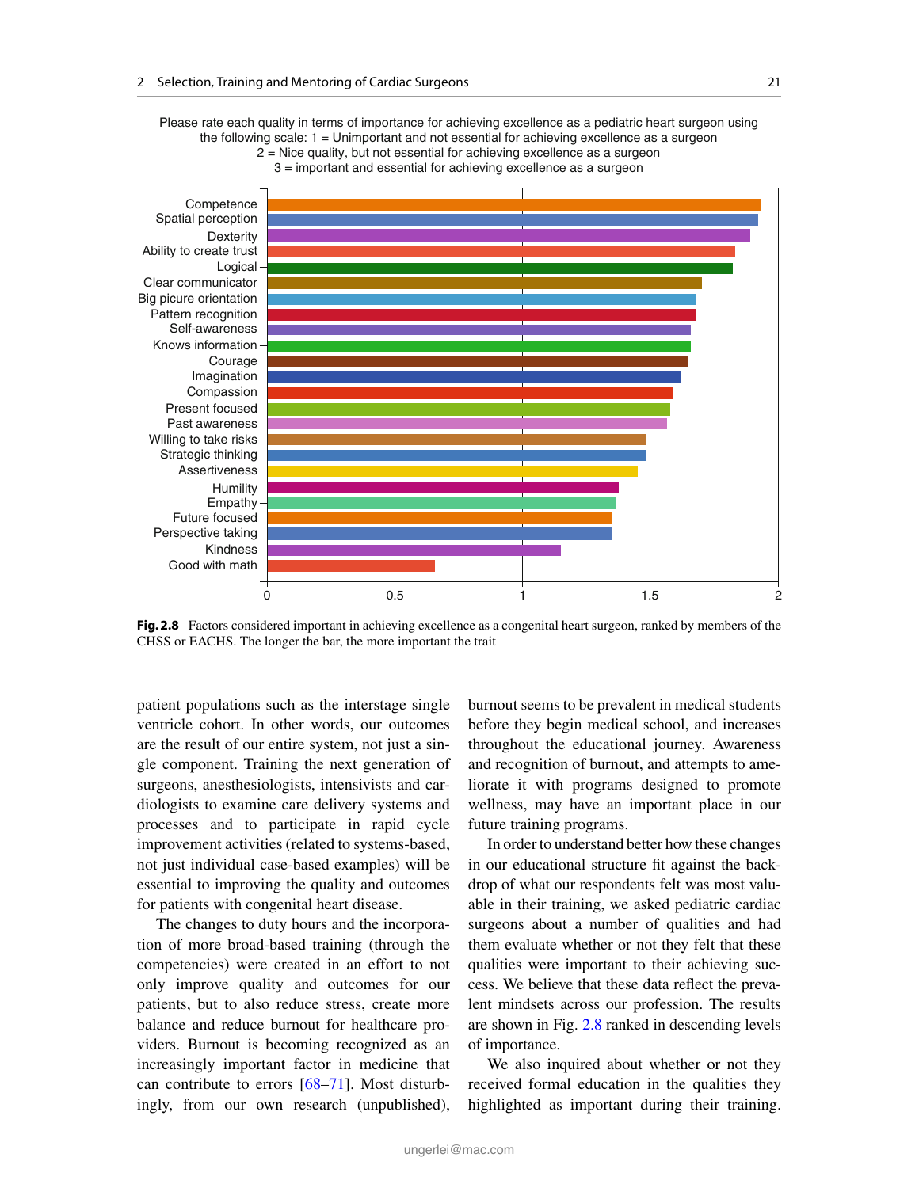Please rate each quality in terms of importance for achieving excellence as a pediatric heart surgeon using the following scale: 1 = Unimportant and not essential for achieving excellence as a surgeon
2 = Nice quality, but not essential for achieving excellence as a surgeon
3 = important and essential for achieving excellence as a surgeon

Competence
Spatial perception
Dexterity
Ability to create trust
Logical
Clear communicator
Big picure orientation
Pattern recognition
Self-awareness
Knows information
Courage
Imagination
Compassion
Present focused
Past awareness
Willing to take risks
Strategic thinking
Assertiveness
Humility
Empathy
Future focused
Perspective taking
Kindness
Good with math

0 0.5 1 1.5 2

**Fig. 2.8** Factors considered important in achieving excellence as a congenital heart surgeon, ranked by members of the CHSS or EACHS. The longer the bar, the more important the trait

patient populations such as the interstage single ventricle cohort. In other words, our outcomes are the result of our entire system, not just a single component. Training the next generation of surgeons, anesthesiologists, intensivists and cardiologists to examine care delivery systems and processes and to participate in rapid cycle improvement activities (related to systems-based, not just individual case-based examples) will be essential to improving the quality and outcomes for patients with congenital heart disease.

The changes to duty hours and the incorporation of more broad-based training (through the competencies) were created in an effort to not only improve quality and outcomes for our patients, but to also reduce stress, create more balance and reduce burnout for healthcare providers. Burnout is becoming recognized as an increasingly important factor in medicine that can contribute to errors [68–71]. Most disturbingly, from our own research (unpublished), burnout seems to be prevalent in medical students before they begin medical school, and increases throughout the educational journey. Awareness and recognition of burnout, and attempts to ameliorate it with programs designed to promote wellness, may have an important place in our future training programs.

In order to understand better how these changes in our educational structure fit against the backdrop of what our respondents felt was most valuable in their training, we asked pediatric cardiac surgeons about a number of qualities and had them evaluate whether or not they felt that these qualities were important to their achieving success. We believe that these data reflect the prevalent mindsets across our profession. The results are shown in Fig. 2.8 ranked in descending levels of importance.

We also inquired about whether or not they received formal education in the qualities they highlighted as important during their training.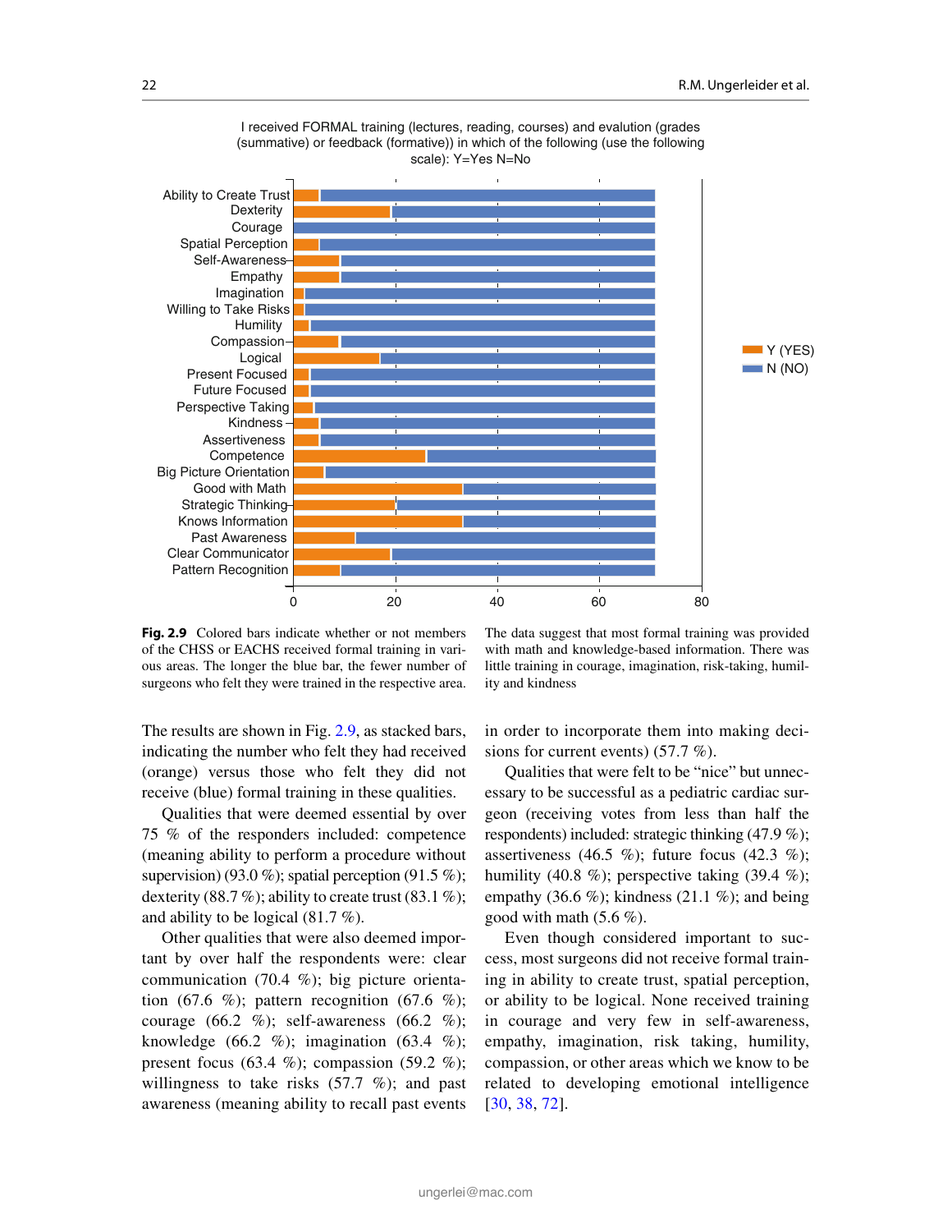I received FORMAL training (lectures, reading, courses) and evalution (grades (summative) or feedback (formative)) in which of the following (use the following scale): Y=Yes N=No

**Fig. 2.9** Colored bars indicate whether or not members of the CHSS or EACHS received formal training in various areas. The longer the blue bar, the fewer number of surgeons who felt they were trained in the respective area. The data suggest that most formal training was provided with math and knowledge-based information. There was little training in courage, imagination, risk-taking, humility and kindness

The results are shown in Fig. 2.9, as stacked bars, indicating the number who felt they had received (orange) versus those who felt they did not receive (blue) formal training in these qualities.

Qualities that were deemed essential by over 75 % of the responders included: competence (meaning ability to perform a procedure without supervision) (93.0 %); spatial perception (91.5 %); dexterity (88.7 %); ability to create trust (83.1 %); and ability to be logical (81.7 %).

Other qualities that were also deemed important by over half the respondents were: clear communication (70.4 %); big picture orientation (67.6 %); pattern recognition (67.6 %); courage (66.2 %); self-awareness (66.2 %); knowledge (66.2 %); imagination (63.4 %); present focus (63.4 %); compassion (59.2 %); willingness to take risks (57.7 %); and past awareness (meaning ability to recall past events in order to incorporate them into making decisions for current events) (57.7 %).

Qualities that were felt to be "nice" but unnecessary to be successful as a pediatric cardiac surgeon (receiving votes from less than half the respondents) included: strategic thinking (47.9 %); assertiveness (46.5 %); future focus (42.3 %); humility (40.8 %); perspective taking (39.4 %); empathy (36.6 %); kindness (21.1 %); and being good with math (5.6 %).

Even though considered important to success, most surgeons did not receive formal training in ability to create trust, spatial perception, or ability to be logical. None received training in courage and very few in self-awareness, empathy, imagination, risk taking, humility, compassion, or other areas which we know to be related to developing emotional intelligence [30, 38, 72].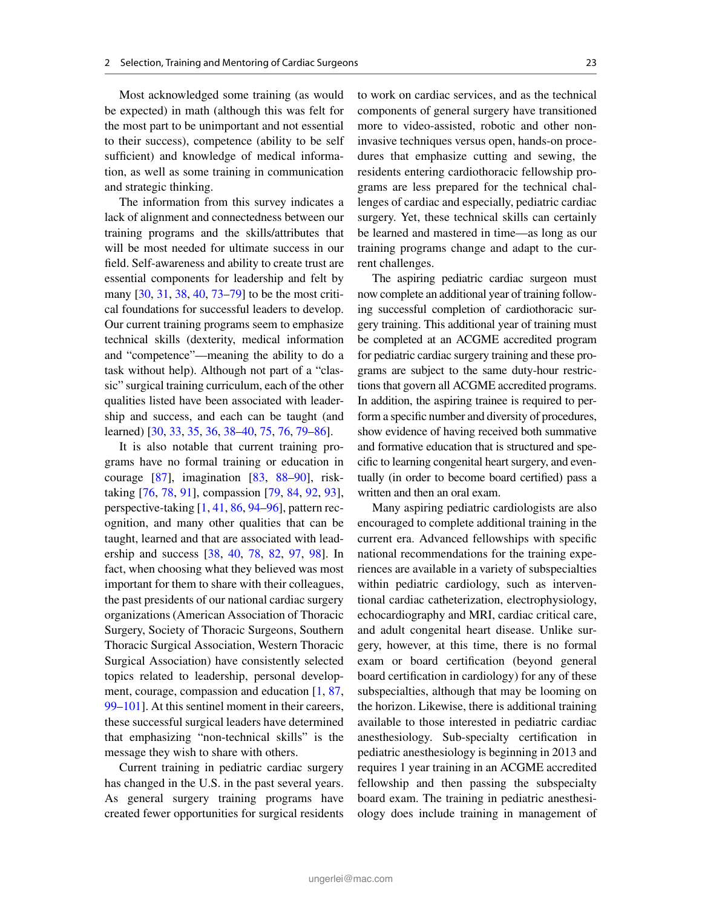Most acknowledged some training (as would be expected) in math (although this was felt for the most part to be unimportant and not essential to their success), competence (ability to be self sufficient) and knowledge of medical information, as well as some training in communication and strategic thinking.

The information from this survey indicates a lack of alignment and connectedness between our training programs and the skills/attributes that will be most needed for ultimate success in our field. Self-awareness and ability to create trust are essential components for leadership and felt by many [30, 31, 38, 40, 73–79] to be the most critical foundations for successful leaders to develop. Our current training programs seem to emphasize technical skills (dexterity, medical information and "competence"—meaning the ability to do a task without help). Although not part of a "classic" surgical training curriculum, each of the other qualities listed have been associated with leadership and success, and each can be taught (and learned) [30, 33, 35, 36, 38–40, 75, 76, 79–86].

It is also notable that current training programs have no formal training or education in courage [87], imagination [83, 88–90], risk-taking [76, 78, 91], compassion [79, 84, 92, 93], perspective-taking [1, 41, 86, 94–96], pattern recognition, and many other qualities that can be taught, learned and that are associated with leadership and success [38, 40, 78, 82, 97, 98]. In fact, when choosing what they believed was most important for them to share with their colleagues, the past presidents of our national cardiac surgery organizations (American Association of Thoracic Surgery, Society of Thoracic Surgeons, Southern Thoracic Surgical Association, Western Thoracic Surgical Association) have consistently selected topics related to leadership, personal development, courage, compassion and education [1, 87, 99–101]. At this sentinel moment in their careers, these successful surgical leaders have determined that emphasizing "non-technical skills" is the message they wish to share with others.

Current training in pediatric cardiac surgery has changed in the U.S. in the past several years. As general surgery training programs have created fewer opportunities for surgical residents to work on cardiac services, and as the technical components of general surgery have transitioned more to video-assisted, robotic and other non-invasive techniques versus open, hands-on procedures that emphasize cutting and sewing, the residents entering cardiothoracic fellowship programs are less prepared for the technical challenges of cardiac and especially, pediatric cardiac surgery. Yet, these technical skills can certainly be learned and mastered in time—as long as our training programs change and adapt to the current challenges.

The aspiring pediatric cardiac surgeon must now complete an additional year of training following successful completion of cardiothoracic surgery training. This additional year of training must be completed at an ACGME accredited program for pediatric cardiac surgery training and these programs are subject to the same duty-hour restrictions that govern all ACGME accredited programs. In addition, the aspiring trainee is required to perform a specific number and diversity of procedures, show evidence of having received both summative and formative education that is structured and specific to learning congenital heart surgery, and eventually (in order to become board certified) pass a written and then an oral exam.

Many aspiring pediatric cardiologists are also encouraged to complete additional training in the current era. Advanced fellowships with specific national recommendations for the training experiences are available in a variety of subspecialties within pediatric cardiology, such as interventional cardiac catheterization, electrophysiology, echocardiography and MRI, cardiac critical care, and adult congenital heart disease. Unlike surgery, however, at this time, there is no formal exam or board certification (beyond general board certification in cardiology) for any of these subspecialties, although that may be looming on the horizon. Likewise, there is additional training available to those interested in pediatric cardiac anesthesiology. Sub-specialty certification in pediatric anesthesiology is beginning in 2013 and requires 1 year training in an ACGME accredited fellowship and then passing the subspecialty board exam. The training in pediatric anesthesiology does include training in management of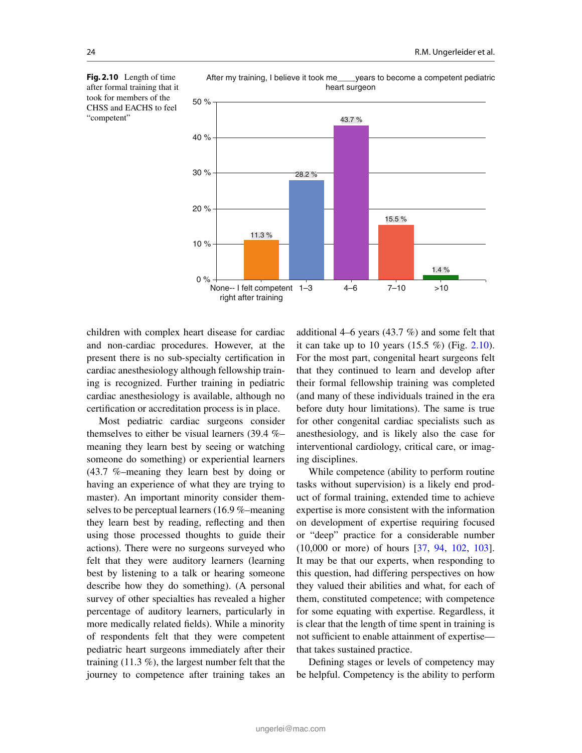**Fig. 2.10** Length of time after formal training that it took for members of the CHSS and EACHS to feel "competent"

After my training, I believe it took me____years to become a competent pediatric heart surgeon

| Response | Percentage |
| --- | --- |
| None-- I felt competent right after training | 11.3 % |
| 1–3 | 28.2 % |
| 4–6 | 43.7 % |
| 7–10 | 15.5 % |
| >10 | 1.4 % |

children with complex heart disease for cardiac and non-cardiac procedures. However, at the present there is no sub-specialty certification in cardiac anesthesiology although fellowship training is recognized. Further training in pediatric cardiac anesthesiology is available, although no certification or accreditation process is in place.

Most pediatric cardiac surgeons consider themselves to either be visual learners (39.4 %–meaning they learn best by seeing or watching someone do something) or experiential learners (43.7 %–meaning they learn best by doing or having an experience of what they are trying to master). An important minority consider themselves to be perceptual learners (16.9 %–meaning they learn best by reading, reflecting and then using those processed thoughts to guide their actions). There were no surgeons surveyed who felt that they were auditory learners (learning best by listening to a talk or hearing someone describe how they do something). (A personal survey of other specialties has revealed a higher percentage of auditory learners, particularly in more medically related fields). While a minority of respondents felt that they were competent pediatric heart surgeons immediately after their training (11.3 %), the largest number felt that the journey to competence after training takes an additional 4–6 years (43.7 %) and some felt that it can take up to 10 years (15.5 %) (Fig. 2.10). For the most part, congenital heart surgeons felt that they continued to learn and develop after their formal fellowship training was completed (and many of these individuals trained in the era before duty hour limitations). The same is true for other congenital cardiac specialists such as anesthesiology, and is likely also the case for interventional cardiology, critical care, or imaging disciplines.

While competence (ability to perform routine tasks without supervision) is a likely end product of formal training, extended time to achieve expertise is more consistent with the information on development of expertise requiring focused or "deep" practice for a considerable number (10,000 or more) of hours [37, 94, 102, 103]. It may be that our experts, when responding to this question, had differing perspectives on how they valued their abilities and what, for each of them, constituted competence; with competence for some equating with expertise. Regardless, it is clear that the length of time spent in training is not sufficient to enable attainment of expertise—that takes sustained practice.

Defining stages or levels of competency may be helpful. Competency is the ability to perform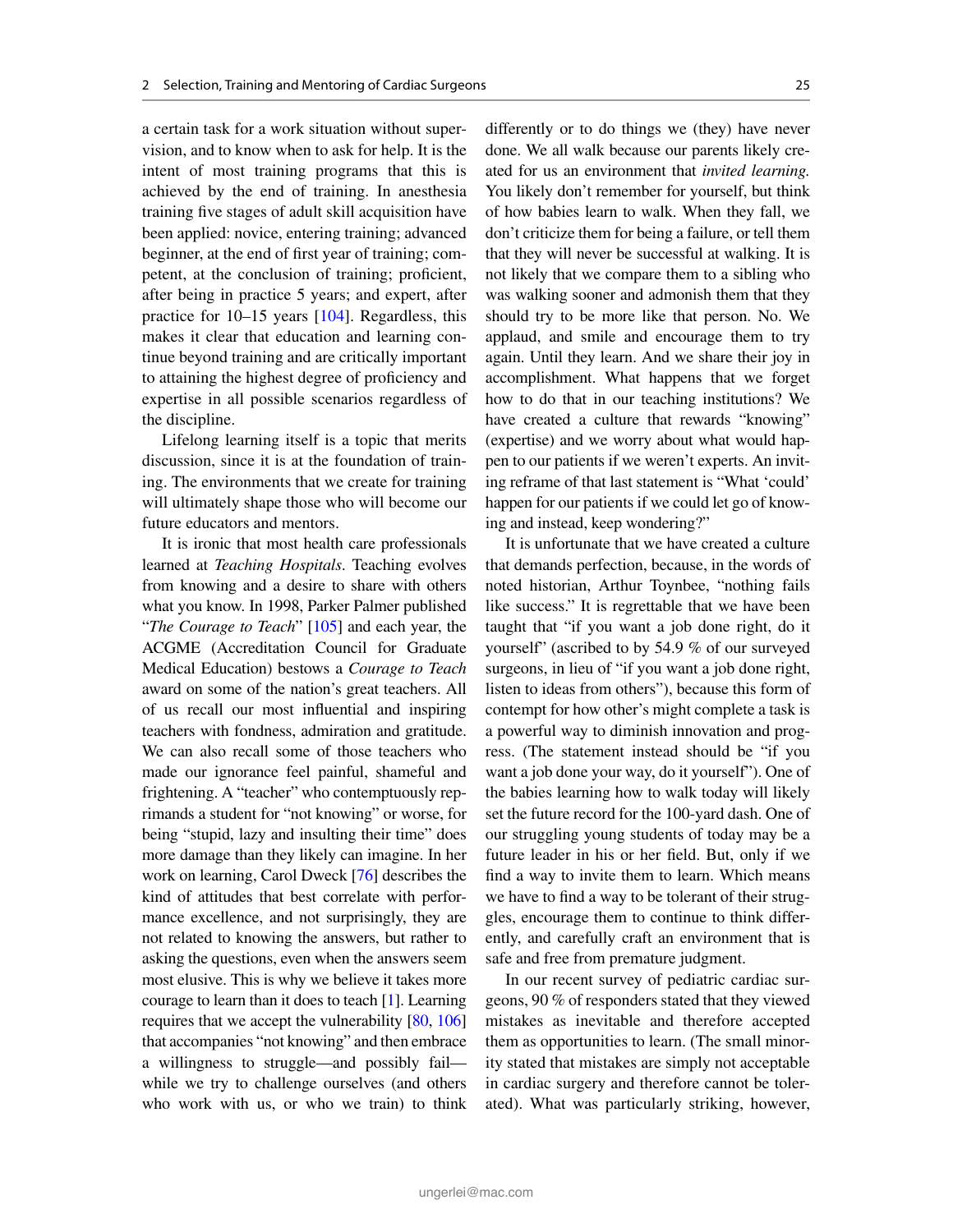a certain task for a work situation without supervision, and to know when to ask for help. It is the intent of most training programs that this is achieved by the end of training. In anesthesia training five stages of adult skill acquisition have been applied: novice, entering training; advanced beginner, at the end of first year of training; competent, at the conclusion of training; proficient, after being in practice 5 years; and expert, after practice for 10–15 years [104]. Regardless, this makes it clear that education and learning continue beyond training and are critically important to attaining the highest degree of proficiency and expertise in all possible scenarios regardless of the discipline.

Lifelong learning itself is a topic that merits discussion, since it is at the foundation of training. The environments that we create for training will ultimately shape those who will become our future educators and mentors.

It is ironic that most health care professionals learned at *Teaching Hospitals*. Teaching evolves from knowing and a desire to share with others what you know. In 1998, Parker Palmer published "*The Courage to Teach*" [105] and each year, the ACGME (Accreditation Council for Graduate Medical Education) bestows a *Courage to Teach* award on some of the nation's great teachers. All of us recall our most influential and inspiring teachers with fondness, admiration and gratitude. We can also recall some of those teachers who made our ignorance feel painful, shameful and frightening. A "teacher" who contemptuously reprimands a student for "not knowing" or worse, for being "stupid, lazy and insulting their time" does more damage than they likely can imagine. In her work on learning, Carol Dweck [76] describes the kind of attitudes that best correlate with performance excellence, and not surprisingly, they are not related to knowing the answers, but rather to asking the questions, even when the answers seem most elusive. This is why we believe it takes more courage to learn than it does to teach [1]. Learning requires that we accept the vulnerability [80, 106] that accompanies "not knowing" and then embrace a willingness to struggle—and possibly fail—while we try to challenge ourselves (and others who work with us, or who we train) to think differently or to do things we (they) have never done. We all walk because our parents likely created for us an environment that *invited learning*. You likely don't remember for yourself, but think of how babies learn to walk. When they fall, we don't criticize them for being a failure, or tell them that they will never be successful at walking. It is not likely that we compare them to a sibling who was walking sooner and admonish them that they should try to be more like that person. No. We applaud, and smile and encourage them to try again. Until they learn. And we share their joy in accomplishment. What happens that we forget how to do that in our teaching institutions? We have created a culture that rewards "knowing" (expertise) and we worry about what would happen to our patients if we weren't experts. An inviting reframe of that last statement is "What 'could' happen for our patients if we could let go of knowing and instead, keep wondering?"

It is unfortunate that we have created a culture that demands perfection, because, in the words of noted historian, Arthur Toynbee, "nothing fails like success." It is regrettable that we have been taught that "if you want a job done right, do it yourself" (ascribed to by 54.9 % of our surveyed surgeons, in lieu of "if you want a job done right, listen to ideas from others"), because this form of contempt for how other's might complete a task is a powerful way to diminish innovation and progress. (The statement instead should be "if you want a job done your way, do it yourself"). One of the babies learning how to walk today will likely set the future record for the 100-yard dash. One of our struggling young students of today may be a future leader in his or her field. But, only if we find a way to invite them to learn. Which means we have to find a way to be tolerant of their struggles, encourage them to continue to think differently, and carefully craft an environment that is safe and free from premature judgment.

In our recent survey of pediatric cardiac surgeons, 90 % of responders stated that they viewed mistakes as inevitable and therefore accepted them as opportunities to learn. (The small minority stated that mistakes are simply not acceptable in cardiac surgery and therefore cannot be tolerated). What was particularly striking, however,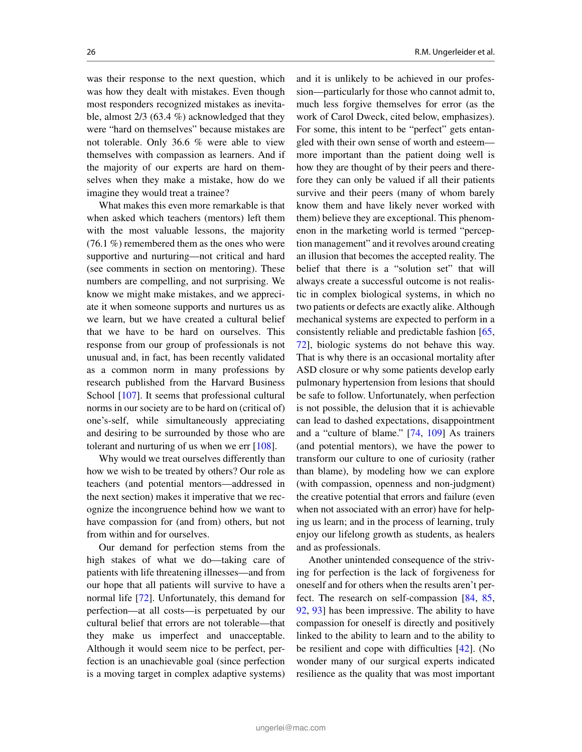was their response to the next question, which was how they dealt with mistakes. Even though most responders recognized mistakes as inevitable, almost 2/3 (63.4 %) acknowledged that they were "hard on themselves" because mistakes are not tolerable. Only 36.6 % were able to view themselves with compassion as learners. And if the majority of our experts are hard on themselves when they make a mistake, how do we imagine they would treat a trainee?

What makes this even more remarkable is that when asked which teachers (mentors) left them with the most valuable lessons, the majority (76.1 %) remembered them as the ones who were supportive and nurturing—not critical and hard (see comments in section on mentoring). These numbers are compelling, and not surprising. We know we might make mistakes, and we appreciate it when someone supports and nurtures us as we learn, but we have created a cultural belief that we have to be hard on ourselves. This response from our group of professionals is not unusual and, in fact, has been recently validated as a common norm in many professions by research published from the Harvard Business School [107]. It seems that professional cultural norms in our society are to be hard on (critical of) one's-self, while simultaneously appreciating and desiring to be surrounded by those who are tolerant and nurturing of us when we err [108].

Why would we treat ourselves differently than how we wish to be treated by others? Our role as teachers (and potential mentors—addressed in the next section) makes it imperative that we recognize the incongruence behind how we want to have compassion for (and from) others, but not from within and for ourselves.

Our demand for perfection stems from the high stakes of what we do—taking care of patients with life threatening illnesses—and from our hope that all patients will survive to have a normal life [72]. Unfortunately, this demand for perfection—at all costs—is perpetuated by our cultural belief that errors are not tolerable—that they make us imperfect and unacceptable. Although it would seem nice to be perfect, perfection is an unachievable goal (since perfection is a moving target in complex adaptive systems) and it is unlikely to be achieved in our profession—particularly for those who cannot admit to, much less forgive themselves for error (as the work of Carol Dweck, cited below, emphasizes). For some, this intent to be "perfect" gets entangled with their own sense of worth and esteem—more important than the patient doing well is how they are thought of by their peers and therefore they can only be valued if all their patients survive and their peers (many of whom barely know them and have likely never worked with them) believe they are exceptional. This phenomenon in the marketing world is termed "perception management" and it revolves around creating an illusion that becomes the accepted reality. The belief that there is a "solution set" that will always create a successful outcome is not realistic in complex biological systems, in which no two patients or defects are exactly alike. Although mechanical systems are expected to perform in a consistently reliable and predictable fashion [65, 72], biologic systems do not behave this way. That is why there is an occasional mortality after ASD closure or why some patients develop early pulmonary hypertension from lesions that should be safe to follow. Unfortunately, when perfection is not possible, the delusion that it is achievable can lead to dashed expectations, disappointment and a "culture of blame." [74, 109] As trainers (and potential mentors), we have the power to transform our culture to one of curiosity (rather than blame), by modeling how we can explore (with compassion, openness and non-judgment) the creative potential that errors and failure (even when not associated with an error) have for helping us learn; and in the process of learning, truly enjoy our lifelong growth as students, as healers and as professionals.

Another unintended consequence of the striving for perfection is the lack of forgiveness for oneself and for others when the results aren't perfect. The research on self-compassion [84, 85, 92, 93] has been impressive. The ability to have compassion for oneself is directly and positively linked to the ability to learn and to the ability to be resilient and cope with difficulties [42]. (No wonder many of our surgical experts indicated resilience as the quality that was most important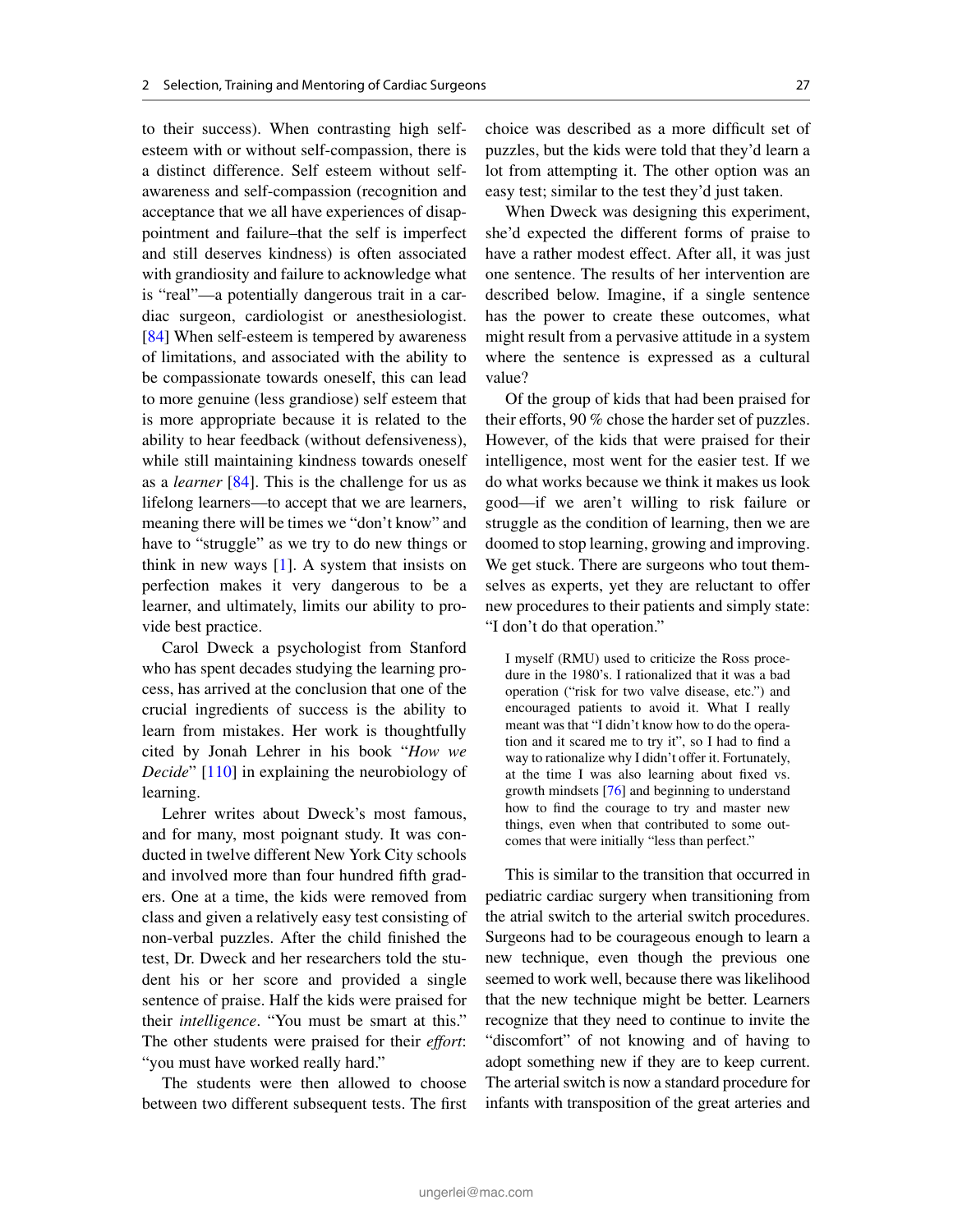to their success). When contrasting high self-esteem with or without self-compassion, there is a distinct difference. Self esteem without self-awareness and self-compassion (recognition and acceptance that we all have experiences of disappointment and failure–that the self is imperfect and still deserves kindness) is often associated with grandiosity and failure to acknowledge what is "real"—a potentially dangerous trait in a cardiac surgeon, cardiologist or anesthesiologist. [84] When self-esteem is tempered by awareness of limitations, and associated with the ability to be compassionate towards oneself, this can lead to more genuine (less grandiose) self esteem that is more appropriate because it is related to the ability to hear feedback (without defensiveness), while still maintaining kindness towards oneself as a *learner* [84]. This is the challenge for us as lifelong learners—to accept that we are learners, meaning there will be times we "don't know" and have to "struggle" as we try to do new things or think in new ways [1]. A system that insists on perfection makes it very dangerous to be a learner, and ultimately, limits our ability to provide best practice.

Carol Dweck a psychologist from Stanford who has spent decades studying the learning process, has arrived at the conclusion that one of the crucial ingredients of success is the ability to learn from mistakes. Her work is thoughtfully cited by Jonah Lehrer in his book "*How we Decide*" [110] in explaining the neurobiology of learning.

Lehrer writes about Dweck's most famous, and for many, most poignant study. It was conducted in twelve different New York City schools and involved more than four hundred fifth graders. One at a time, the kids were removed from class and given a relatively easy test consisting of non-verbal puzzles. After the child finished the test, Dr. Dweck and her researchers told the student his or her score and provided a single sentence of praise. Half the kids were praised for their *intelligence*. "You must be smart at this." The other students were praised for their *effort*: "you must have worked really hard."

The students were then allowed to choose between two different subsequent tests. The first choice was described as a more difficult set of puzzles, but the kids were told that they'd learn a lot from attempting it. The other option was an easy test; similar to the test they'd just taken.

When Dweck was designing this experiment, she'd expected the different forms of praise to have a rather modest effect. After all, it was just one sentence. The results of her intervention are described below. Imagine, if a single sentence has the power to create these outcomes, what might result from a pervasive attitude in a system where the sentence is expressed as a cultural value?

Of the group of kids that had been praised for their efforts, 90 % chose the harder set of puzzles. However, of the kids that were praised for their intelligence, most went for the easier test. If we do what works because we think it makes us look good—if we aren't willing to risk failure or struggle as the condition of learning, then we are doomed to stop learning, growing and improving. We get stuck. There are surgeons who tout themselves as experts, yet they are reluctant to offer new procedures to their patients and simply state: "I don't do that operation."

> I myself (RMU) used to criticize the Ross procedure in the 1980's. I rationalized that it was a bad operation ("risk for two valve disease, etc.") and encouraged patients to avoid it. What I really meant was that "I didn't know how to do the operation and it scared me to try it", so I had to find a way to rationalize why I didn't offer it. Fortunately, at the time I was also learning about fixed vs. growth mindsets [76] and beginning to understand how to find the courage to try and master new things, even when that contributed to some outcomes that were initially "less than perfect."

This is similar to the transition that occurred in pediatric cardiac surgery when transitioning from the atrial switch to the arterial switch procedures. Surgeons had to be courageous enough to learn a new technique, even though the previous one seemed to work well, because there was likelihood that the new technique might be better. Learners recognize that they need to continue to invite the "discomfort" of not knowing and of having to adopt something new if they are to keep current. The arterial switch is now a standard procedure for infants with transposition of the great arteries and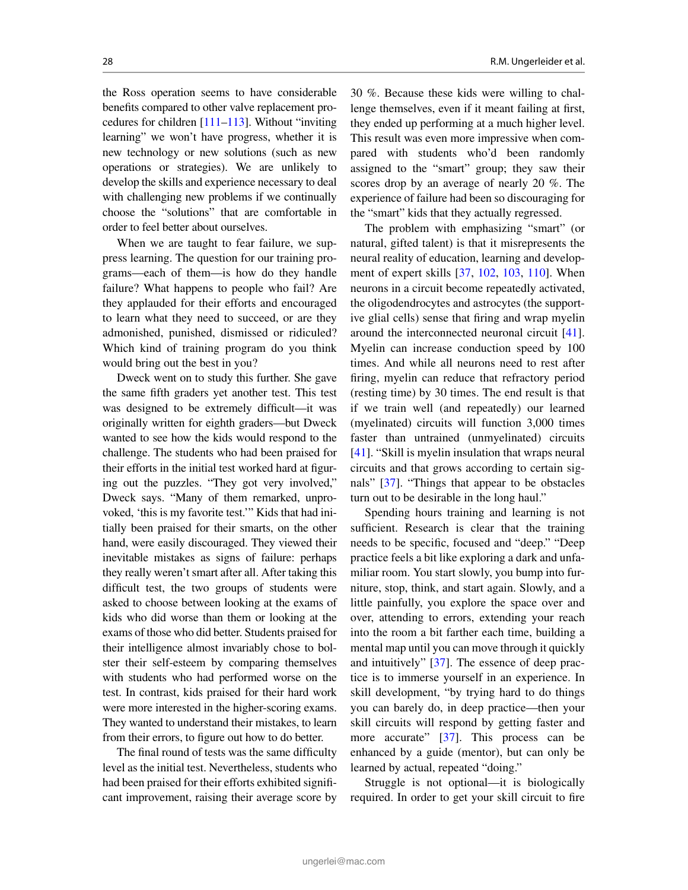the Ross operation seems to have considerable benefits compared to other valve replacement procedures for children [111–113]. Without "inviting learning" we won't have progress, whether it is new technology or new solutions (such as new operations or strategies). We are unlikely to develop the skills and experience necessary to deal with challenging new problems if we continually choose the "solutions" that are comfortable in order to feel better about ourselves.

When we are taught to fear failure, we suppress learning. The question for our training programs—each of them—is how do they handle failure? What happens to people who fail? Are they applauded for their efforts and encouraged to learn what they need to succeed, or are they admonished, punished, dismissed or ridiculed? Which kind of training program do you think would bring out the best in you?

Dweck went on to study this further. She gave the same fifth graders yet another test. This test was designed to be extremely difficult—it was originally written for eighth graders—but Dweck wanted to see how the kids would respond to the challenge. The students who had been praised for their efforts in the initial test worked hard at figuring out the puzzles. "They got very involved," Dweck says. "Many of them remarked, unprovoked, 'this is my favorite test.'" Kids that had initially been praised for their smarts, on the other hand, were easily discouraged. They viewed their inevitable mistakes as signs of failure: perhaps they really weren't smart after all. After taking this difficult test, the two groups of students were asked to choose between looking at the exams of kids who did worse than them or looking at the exams of those who did better. Students praised for their intelligence almost invariably chose to bolster their self-esteem by comparing themselves with students who had performed worse on the test. In contrast, kids praised for their hard work were more interested in the higher-scoring exams. They wanted to understand their mistakes, to learn from their errors, to figure out how to do better.

The final round of tests was the same difficulty level as the initial test. Nevertheless, students who had been praised for their efforts exhibited significant improvement, raising their average score by 30 %. Because these kids were willing to challenge themselves, even if it meant failing at first, they ended up performing at a much higher level. This result was even more impressive when compared with students who'd been randomly assigned to the "smart" group; they saw their scores drop by an average of nearly 20 %. The experience of failure had been so discouraging for the "smart" kids that they actually regressed.

The problem with emphasizing "smart" (or natural, gifted talent) is that it misrepresents the neural reality of education, learning and development of expert skills [37, 102, 103, 110]. When neurons in a circuit become repeatedly activated, the oligodendrocytes and astrocytes (the supportive glial cells) sense that firing and wrap myelin around the interconnected neuronal circuit [41]. Myelin can increase conduction speed by 100 times. And while all neurons need to rest after firing, myelin can reduce that refractory period (resting time) by 30 times. The end result is that if we train well (and repeatedly) our learned (myelinated) circuits will function 3,000 times faster than untrained (unmyelinated) circuits [41]. "Skill is myelin insulation that wraps neural circuits and that grows according to certain signals" [37]. "Things that appear to be obstacles turn out to be desirable in the long haul."

Spending hours training and learning is not sufficient. Research is clear that the training needs to be specific, focused and "deep." "Deep practice feels a bit like exploring a dark and unfamiliar room. You start slowly, you bump into furniture, stop, think, and start again. Slowly, and a little painfully, you explore the space over and over, attending to errors, extending your reach into the room a bit farther each time, building a mental map until you can move through it quickly and intuitively" [37]. The essence of deep practice is to immerse yourself in an experience. In skill development, "by trying hard to do things you can barely do, in deep practice—then your skill circuits will respond by getting faster and more accurate" [37]. This process can be enhanced by a guide (mentor), but can only be learned by actual, repeated "doing."

Struggle is not optional—it is biologically required. In order to get your skill circuit to fire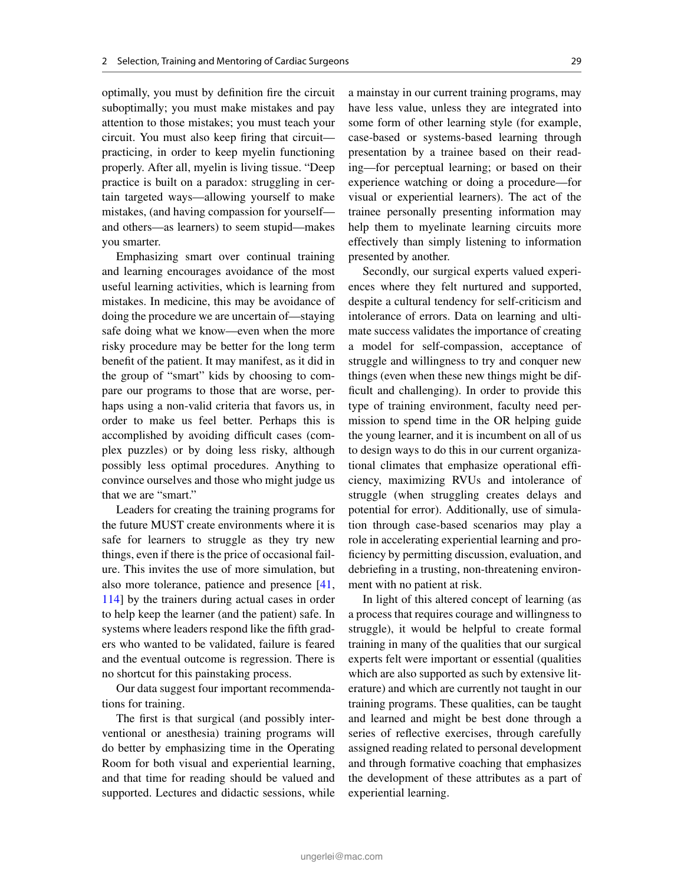optimally, you must by definition fire the circuit suboptimally; you must make mistakes and pay attention to those mistakes; you must teach your circuit. You must also keep firing that circuit—practicing, in order to keep myelin functioning properly. After all, myelin is living tissue. "Deep practice is built on a paradox: struggling in certain targeted ways—allowing yourself to make mistakes, (and having compassion for yourself—and others—as learners) to seem stupid—makes you smarter.

Emphasizing smart over continual training and learning encourages avoidance of the most useful learning activities, which is learning from mistakes. In medicine, this may be avoidance of doing the procedure we are uncertain of—staying safe doing what we know—even when the more risky procedure may be better for the long term benefit of the patient. It may manifest, as it did in the group of "smart" kids by choosing to compare our programs to those that are worse, perhaps using a non-valid criteria that favors us, in order to make us feel better. Perhaps this is accomplished by avoiding difficult cases (complex puzzles) or by doing less risky, although possibly less optimal procedures. Anything to convince ourselves and those who might judge us that we are "smart."

Leaders for creating the training programs for the future MUST create environments where it is safe for learners to struggle as they try new things, even if there is the price of occasional failure. This invites the use of more simulation, but also more tolerance, patience and presence [41, 114] by the trainers during actual cases in order to help keep the learner (and the patient) safe. In systems where leaders respond like the fifth graders who wanted to be validated, failure is feared and the eventual outcome is regression. There is no shortcut for this painstaking process.

Our data suggest four important recommendations for training.

The first is that surgical (and possibly interventional or anesthesia) training programs will do better by emphasizing time in the Operating Room for both visual and experiential learning, and that time for reading should be valued and supported. Lectures and didactic sessions, while a mainstay in our current training programs, may have less value, unless they are integrated into some form of other learning style (for example, case-based or systems-based learning through presentation by a trainee based on their reading—for perceptual learning; or based on their experience watching or doing a procedure—for visual or experiential learners). The act of the trainee personally presenting information may help them to myelinate learning circuits more effectively than simply listening to information presented by another.

Secondly, our surgical experts valued experiences where they felt nurtured and supported, despite a cultural tendency for self-criticism and intolerance of errors. Data on learning and ultimate success validates the importance of creating a model for self-compassion, acceptance of struggle and willingness to try and conquer new things (even when these new things might be difficult and challenging). In order to provide this type of training environment, faculty need permission to spend time in the OR helping guide the young learner, and it is incumbent on all of us to design ways to do this in our current organizational climates that emphasize operational efficiency, maximizing RVUs and intolerance of struggle (when struggling creates delays and potential for error). Additionally, use of simulation through case-based scenarios may play a role in accelerating experiential learning and proficiency by permitting discussion, evaluation, and debriefing in a trusting, non-threatening environment with no patient at risk.

In light of this altered concept of learning (as a process that requires courage and willingness to struggle), it would be helpful to create formal training in many of the qualities that our surgical experts felt were important or essential (qualities which are also supported as such by extensive literature) and which are currently not taught in our training programs. These qualities, can be taught and learned and might be best done through a series of reflective exercises, through carefully assigned reading related to personal development and through formative coaching that emphasizes the development of these attributes as a part of experiential learning.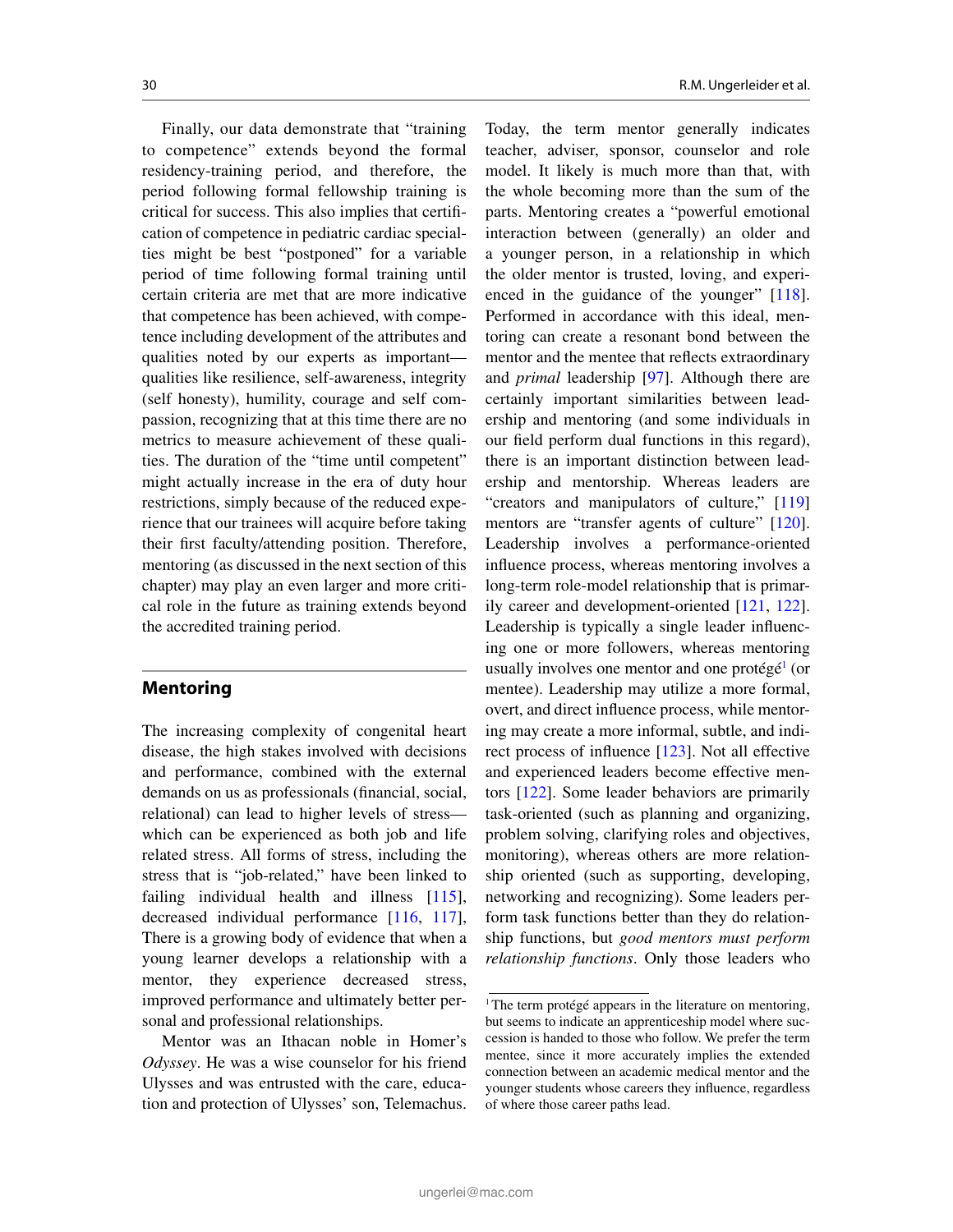Finally, our data demonstrate that "training to competence" extends beyond the formal residency-training period, and therefore, the period following formal fellowship training is critical for success. This also implies that certification of competence in pediatric cardiac specialties might be best "postponed" for a variable period of time following formal training until certain criteria are met that are more indicative that competence has been achieved, with competence including development of the attributes and qualities noted by our experts as important—qualities like resilience, self-awareness, integrity (self honesty), humility, courage and self compassion, recognizing that at this time there are no metrics to measure achievement of these qualities. The duration of the "time until competent" might actually increase in the era of duty hour restrictions, simply because of the reduced experience that our trainees will acquire before taking their first faculty/attending position. Therefore, mentoring (as discussed in the next section of this chapter) may play an even larger and more critical role in the future as training extends beyond the accredited training period.

## Mentoring

The increasing complexity of congenital heart disease, the high stakes involved with decisions and performance, combined with the external demands on us as professionals (financial, social, relational) can lead to higher levels of stress—which can be experienced as both job and life related stress. All forms of stress, including the stress that is "job-related," have been linked to failing individual health and illness [115], decreased individual performance [116, 117], There is a growing body of evidence that when a young learner develops a relationship with a mentor, they experience decreased stress, improved performance and ultimately better personal and professional relationships.

Mentor was an Ithacan noble in Homer's *Odyssey*. He was a wise counselor for his friend Ulysses and was entrusted with the care, education and protection of Ulysses' son, Telemachus. Today, the term mentor generally indicates teacher, adviser, sponsor, counselor and role model. It likely is much more than that, with the whole becoming more than the sum of the parts. Mentoring creates a "powerful emotional interaction between (generally) an older and a younger person, in a relationship in which the older mentor is trusted, loving, and experienced in the guidance of the younger" [118]. Performed in accordance with this ideal, mentoring can create a resonant bond between the mentor and the mentee that reflects extraordinary and *primal* leadership [97]. Although there are certainly important similarities between leadership and mentoring (and some individuals in our field perform dual functions in this regard), there is an important distinction between leadership and mentorship. Whereas leaders are "creators and manipulators of culture," [119] mentors are "transfer agents of culture" [120]. Leadership involves a performance-oriented influence process, whereas mentoring involves a long-term role-model relationship that is primarily career and development-oriented [121, 122]. Leadership is typically a single leader influencing one or more followers, whereas mentoring usually involves one mentor and one protégé[1] (or mentee). Leadership may utilize a more formal, overt, and direct influence process, while mentoring may create a more informal, subtle, and indirect process of influence [123]. Not all effective and experienced leaders become effective mentors [122]. Some leader behaviors are primarily task-oriented (such as planning and organizing, problem solving, clarifying roles and objectives, monitoring), whereas others are more relationship oriented (such as supporting, developing, networking and recognizing). Some leaders perform task functions better than they do relationship functions, but *good mentors must perform relationship functions*. Only those leaders who

[1] The term protégé appears in the literature on mentoring, but seems to indicate an apprenticeship model where succession is handed to those who follow. We prefer the term mentee, since it more accurately implies the extended connection between an academic medical mentor and the younger students whose careers they influence, regardless of where those career paths lead.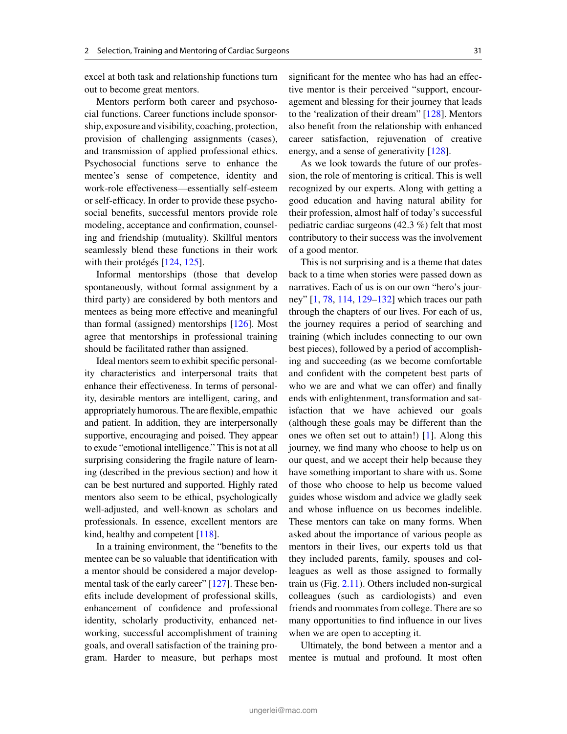excel at both task and relationship functions turn out to become great mentors.

Mentors perform both career and psychosocial functions. Career functions include sponsorship, exposure and visibility, coaching, protection, provision of challenging assignments (cases), and transmission of applied professional ethics. Psychosocial functions serve to enhance the mentee's sense of competence, identity and work-role effectiveness—essentially self-esteem or self-efficacy. In order to provide these psychosocial benefits, successful mentors provide role modeling, acceptance and confirmation, counseling and friendship (mutuality). Skillful mentors seamlessly blend these functions in their work with their protégés [124, 125].

Informal mentorships (those that develop spontaneously, without formal assignment by a third party) are considered by both mentors and mentees as being more effective and meaningful than formal (assigned) mentorships [126]. Most agree that mentorships in professional training should be facilitated rather than assigned.

Ideal mentors seem to exhibit specific personality characteristics and interpersonal traits that enhance their effectiveness. In terms of personality, desirable mentors are intelligent, caring, and appropriately humorous. The are flexible, empathic and patient. In addition, they are interpersonally supportive, encouraging and poised. They appear to exude "emotional intelligence." This is not at all surprising considering the fragile nature of learning (described in the previous section) and how it can be best nurtured and supported. Highly rated mentors also seem to be ethical, psychologically well-adjusted, and well-known as scholars and professionals. In essence, excellent mentors are kind, healthy and competent [118].

In a training environment, the "benefits to the mentee can be so valuable that identification with a mentor should be considered a major developmental task of the early career" [127]. These benefits include development of professional skills, enhancement of confidence and professional identity, scholarly productivity, enhanced networking, successful accomplishment of training goals, and overall satisfaction of the training program. Harder to measure, but perhaps most significant for the mentee who has had an effective mentor is their perceived "support, encouragement and blessing for their journey that leads to the 'realization of their dream'" [128]. Mentors also benefit from the relationship with enhanced career satisfaction, rejuvenation of creative energy, and a sense of generativity [128].

As we look towards the future of our profession, the role of mentoring is critical. This is well recognized by our experts. Along with getting a good education and having natural ability for their profession, almost half of today's successful pediatric cardiac surgeons (42.3 %) felt that most contributory to their success was the involvement of a good mentor.

This is not surprising and is a theme that dates back to a time when stories were passed down as narratives. Each of us is on our own "hero's journey" [1, 78, 114, 129–132] which traces our path through the chapters of our lives. For each of us, the journey requires a period of searching and training (which includes connecting to our own best pieces), followed by a period of accomplishing and succeeding (as we become comfortable and confident with the competent best parts of who we are and what we can offer) and finally ends with enlightenment, transformation and satisfaction that we have achieved our goals (although these goals may be different than the ones we often set out to attain!) [1]. Along this journey, we find many who choose to help us on our quest, and we accept their help because they have something important to share with us. Some of those who choose to help us become valued guides whose wisdom and advice we gladly seek and whose influence on us becomes indelible. These mentors can take on many forms. When asked about the importance of various people as mentors in their lives, our experts told us that they included parents, family, spouses and colleagues as well as those assigned to formally train us (Fig. 2.11). Others included non-surgical colleagues (such as cardiologists) and even friends and roommates from college. There are so many opportunities to find influence in our lives when we are open to accepting it.

Ultimately, the bond between a mentor and a mentee is mutual and profound. It most often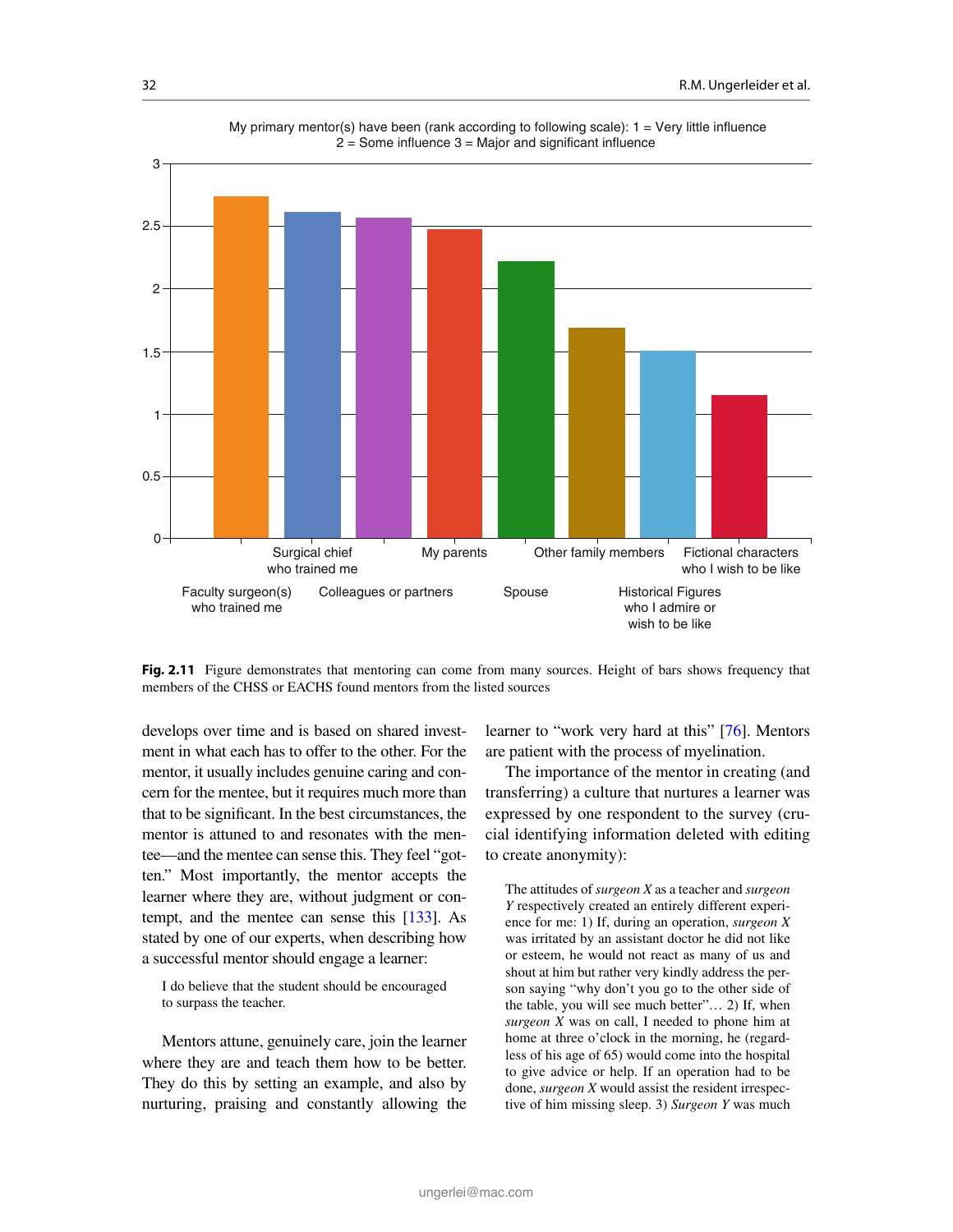My primary mentor(s) have been (rank according to following scale): 1 = Very little influence 2 = Some influence 3 = Major and significant influence

3
2.5
2
1.5
1
0.5
0

Faculty surgeon(s) who trained me
Surgical chief who trained me
Colleagues or partners
My parents
Spouse
Other family members
Historical Figures who I admire or wish to be like
Fictional characters who I wish to be like

**Fig. 2.11** Figure demonstrates that mentoring can come from many sources. Height of bars shows frequency that members of the CHSS or EACHS found mentors from the listed sources

develops over time and is based on shared investment in what each has to offer to the other. For the mentor, it usually includes genuine caring and concern for the mentee, but it requires much more than that to be significant. In the best circumstances, the mentor is attuned to and resonates with the mentee—and the mentee can sense this. They feel "gotten." Most importantly, the mentor accepts the learner where they are, without judgment or contempt, and the mentee can sense this [133]. As stated by one of our experts, when describing how a successful mentor should engage a learner:

> I do believe that the student should be encouraged to surpass the teacher.

Mentors attune, genuinely care, join the learner where they are and teach them how to be better. They do this by setting an example, and also by nurturing, praising and constantly allowing the learner to "work very hard at this" [76]. Mentors are patient with the process of myelination.

The importance of the mentor in creating (and transferring) a culture that nurtures a learner was expressed by one respondent to the survey (crucial identifying information deleted with editing to create anonymity):

> The attitudes of *surgeon X* as a teacher and *surgeon Y* respectively created an entirely different experience for me: 1) If, during an operation, *surgeon X* was irritated by an assistant doctor he did not like or esteem, he would not react as many of us and shout at him but rather very kindly address the person saying "why don't you go to the other side of the table, you will see much better"… 2) If, when *surgeon X* was on call, I needed to phone him at home at three o'clock in the morning, he (regardless of his age of 65) would come into the hospital to give advice or help. If an operation had to be done, *surgeon X* would assist the resident irrespective of him missing sleep. 3) *Surgeon Y* was much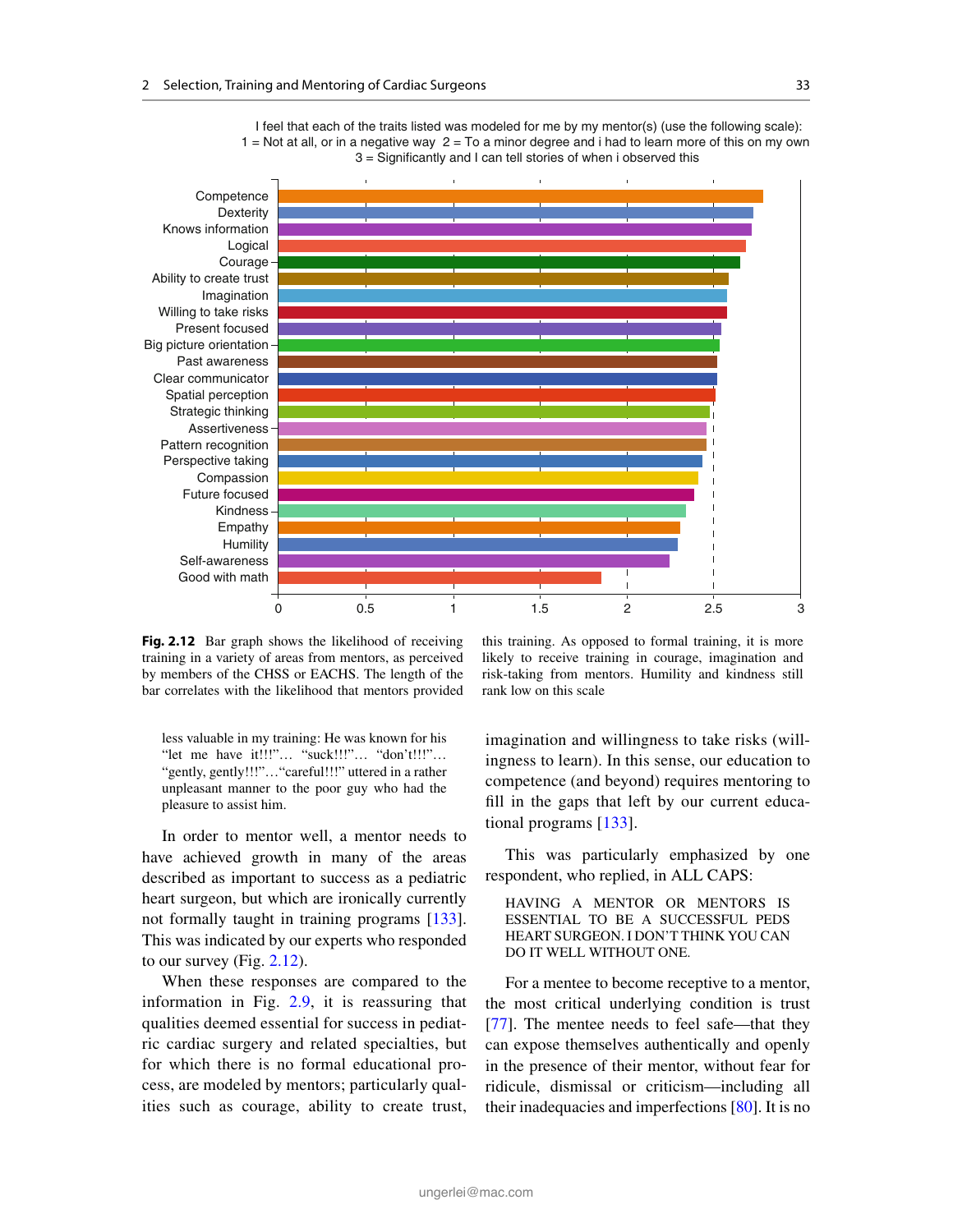I feel that each of the traits listed was modeled for me by my mentor(s) (use the following scale):
1 = Not at all, or in a negative way 2 = To a minor degree and i had to learn more of this on my own
3 = Significantly and I can tell stories of when i observed this

Competence
Dexterity
Knows information
Logical
Courage
Ability to create trust
Imagination
Willing to take risks
Present focused
Big picture orientation
Past awareness
Clear communicator
Spatial perception
Strategic thinking
Assertiveness
Pattern recognition
Perspective taking
Compassion
Future focused
Kindness
Empathy
Humility
Self-awareness
Good with math

0 0.5 1 1.5 2 2.5 3

**Fig. 2.12** Bar graph shows the likelihood of receiving training in a variety of areas from mentors, as perceived by members of the CHSS or EACHS. The length of the bar correlates with the likelihood that mentors provided this training. As opposed to formal training, it is more likely to receive training in courage, imagination and risk-taking from mentors. Humility and kindness still rank low on this scale

> less valuable in my training: He was known for his "let me have it!!!"… "suck!!!"… "don't!!!"… "gently, gently!!!"…"careful!!!" uttered in a rather unpleasant manner to the poor guy who had the pleasure to assist him.

In order to mentor well, a mentor needs to have achieved growth in many of the areas described as important to success as a pediatric heart surgeon, but which are ironically currently not formally taught in training programs [133]. This was indicated by our experts who responded to our survey (Fig. 2.12).

When these responses are compared to the information in Fig. 2.9, it is reassuring that qualities deemed essential for success in pediatric cardiac surgery and related specialties, but for which there is no formal educational process, are modeled by mentors; particularly qualities such as courage, ability to create trust, imagination and willingness to take risks (willingness to learn). In this sense, our education to competence (and beyond) requires mentoring to fill in the gaps that left by our current educational programs [133].

This was particularly emphasized by one respondent, who replied, in ALL CAPS:

> HAVING A MENTOR OR MENTORS IS ESSENTIAL TO BE A SUCCESSFUL PEDS HEART SURGEON. I DON'T THINK YOU CAN DO IT WELL WITHOUT ONE.

For a mentee to become receptive to a mentor, the most critical underlying condition is trust [77]. The mentee needs to feel safe—that they can expose themselves authentically and openly in the presence of their mentor, without fear for ridicule, dismissal or criticism—including all their inadequacies and imperfections [80]. It is no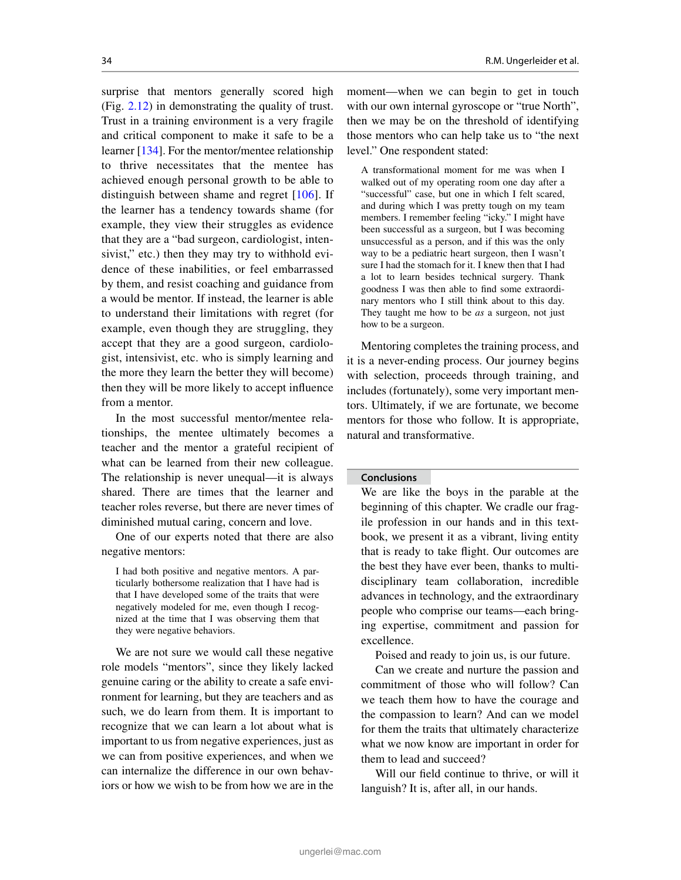surprise that mentors generally scored high (Fig. 2.12) in demonstrating the quality of trust. Trust in a training environment is a very fragile and critical component to make it safe to be a learner [134]. For the mentor/mentee relationship to thrive necessitates that the mentee has achieved enough personal growth to be able to distinguish between shame and regret [106]. If the learner has a tendency towards shame (for example, they view their struggles as evidence that they are a "bad surgeon, cardiologist, intensivist," etc.) then they may try to withhold evidence of these inabilities, or feel embarrassed by them, and resist coaching and guidance from a would be mentor. If instead, the learner is able to understand their limitations with regret (for example, even though they are struggling, they accept that they are a good surgeon, cardiologist, intensivist, etc. who is simply learning and the more they learn the better they will become) then they will be more likely to accept influence from a mentor.

In the most successful mentor/mentee relationships, the mentee ultimately becomes a teacher and the mentor a grateful recipient of what can be learned from their new colleague. The relationship is never unequal—it is always shared. There are times that the learner and teacher roles reverse, but there are never times of diminished mutual caring, concern and love.

One of our experts noted that there are also negative mentors:

> I had both positive and negative mentors. A particularly bothersome realization that I have had is that I have developed some of the traits that were negatively modeled for me, even though I recognized at the time that I was observing them that they were negative behaviors.

We are not sure we would call these negative role models "mentors", since they likely lacked genuine caring or the ability to create a safe environment for learning, but they are teachers and as such, we do learn from them. It is important to recognize that we can learn a lot about what is important to us from negative experiences, just as we can from positive experiences, and when we can internalize the difference in our own behaviors or how we wish to be from how we are in the moment—when we can begin to get in touch with our own internal gyroscope or "true North", then we may be on the threshold of identifying those mentors who can help take us to "the next level." One respondent stated:

> A transformational moment for me was when I walked out of my operating room one day after a "successful" case, but one in which I felt scared, and during which I was pretty tough on my team members. I remember feeling "icky." I might have been successful as a surgeon, but I was becoming unsuccessful as a person, and if this was the only way to be a pediatric heart surgeon, then I wasn't sure I had the stomach for it. I knew then that I had a lot to learn besides technical surgery. Thank goodness I was then able to find some extraordinary mentors who I still think about to this day. They taught me how to be *as* a surgeon, not just how to be a surgeon.

Mentoring completes the training process, and it is a never-ending process. Our journey begins with selection, proceeds through training, and includes (fortunately), some very important mentors. Ultimately, if we are fortunate, we become mentors for those who follow. It is appropriate, natural and transformative.

## Conclusions

We are like the boys in the parable at the beginning of this chapter. We cradle our fragile profession in our hands and in this textbook, we present it as a vibrant, living entity that is ready to take flight. Our outcomes are the best they have ever been, thanks to multidisciplinary team collaboration, incredible advances in technology, and the extraordinary people who comprise our teams—each bringing expertise, commitment and passion for excellence.

Poised and ready to join us, is our future.

Can we create and nurture the passion and commitment of those who will follow? Can we teach them how to have the courage and the compassion to learn? And can we model for them the traits that ultimately characterize what we now know are important in order for them to lead and succeed?

Will our field continue to thrive, or will it languish? It is, after all, in our hands.

ungerlei@mac.com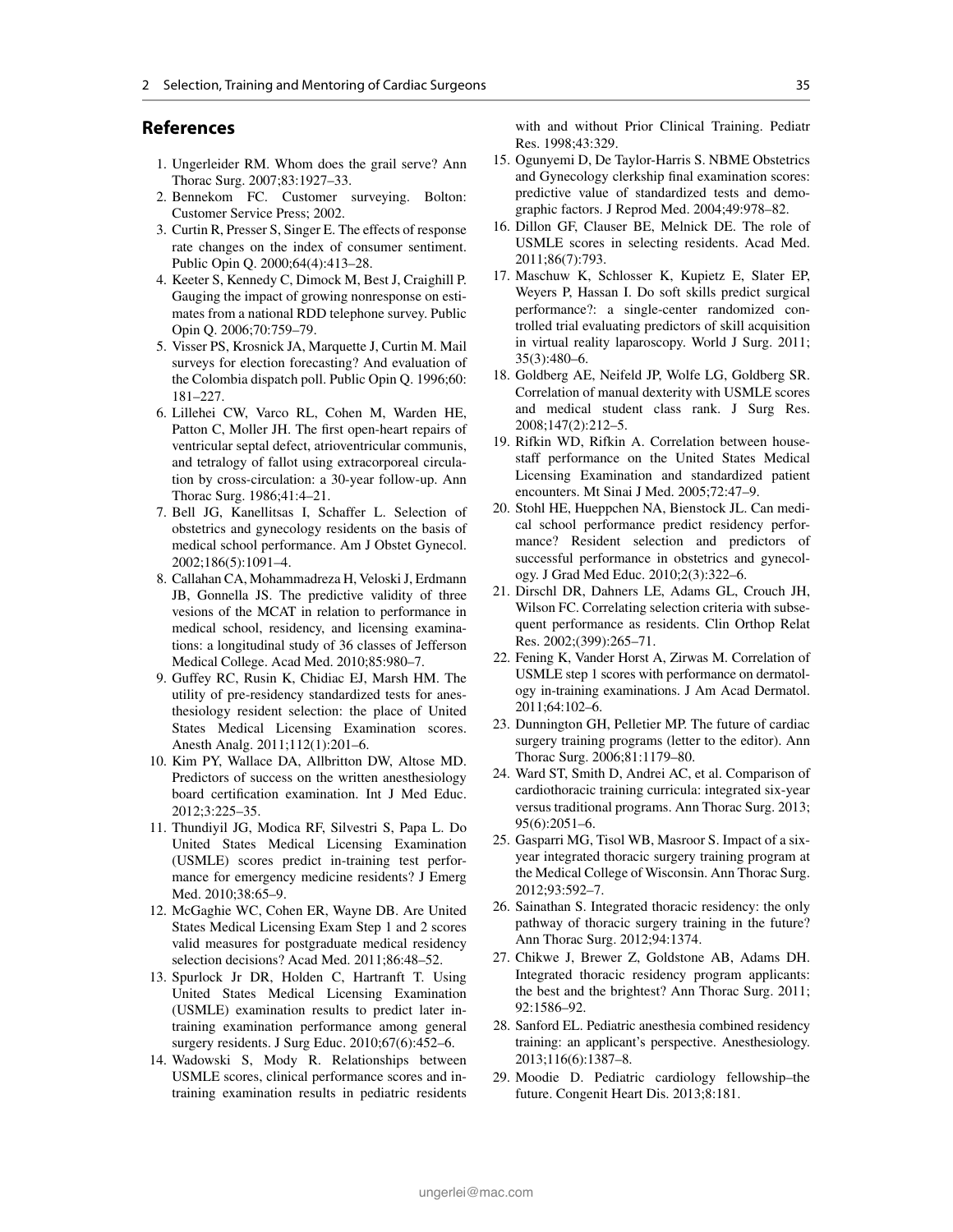## References

1. Ungerleider RM. Whom does the grail serve? Ann Thorac Surg. 2007;83:1927–33.
2. Bennekom FC. Customer surveying. Bolton: Customer Service Press; 2002.
3. Curtin R, Presser S, Singer E. The effects of response rate changes on the index of consumer sentiment. Public Opin Q. 2000;64(4):413–28.
4. Keeter S, Kennedy C, Dimock M, Best J, Craighill P. Gauging the impact of growing nonresponse on estimates from a national RDD telephone survey. Public Opin Q. 2006;70:759–79.
5. Visser PS, Krosnick JA, Marquette J, Curtin M. Mail surveys for election forecasting? And evaluation of the Colombia dispatch poll. Public Opin Q. 1996;60:181–227.
6. Lillehei CW, Varco RL, Cohen M, Warden HE, Patton C, Moller JH. The first open-heart repairs of ventricular septal defect, atrioventricular communis, and tetralogy of fallot using extracorporeal circulation by cross-circulation: a 30-year follow-up. Ann Thorac Surg. 1986;41:4–21.
7. Bell JG, Kanellitsas I, Schaffer L. Selection of obstetrics and gynecology residents on the basis of medical school performance. Am J Obstet Gynecol. 2002;186(5):1091–4.
8. Callahan CA, Mohammadreza H, Veloski J, Erdmann JB, Gonnella JS. The predictive validity of three vesions of the MCAT in relation to performance in medical school, residency, and licensing examinations: a longitudinal study of 36 classes of Jefferson Medical College. Acad Med. 2010;85:980–7.
9. Guffey RC, Rusin K, Chidiac EJ, Marsh HM. The utility of pre-residency standardized tests for anesthesiology resident selection: the place of United States Medical Licensing Examination scores. Anesth Analg. 2011;112(1):201–6.
10. Kim PY, Wallace DA, Allbritton DW, Altose MD. Predictors of success on the written anesthesiology board certification examination. Int J Med Educ. 2012;3:225–35.
11. Thundiyil JG, Modica RF, Silvestri S, Papa L. Do United States Medical Licensing Examination (USMLE) scores predict in-training test performance for emergency medicine residents? J Emerg Med. 2010;38:65–9.
12. McGaghie WC, Cohen ER, Wayne DB. Are United States Medical Licensing Exam Step 1 and 2 scores valid measures for postgraduate medical residency selection decisions? Acad Med. 2011;86:48–52.
13. Spurlock Jr DR, Holden C, Hartranft T. Using United States Medical Licensing Examination (USMLE) examination results to predict later in-training examination performance among general surgery residents. J Surg Educ. 2010;67(6):452–6.
14. Wadowski S, Mody R. Relationships between USMLE scores, clinical performance scores and in-training examination results in pediatric residents with and without Prior Clinical Training. Pediatr Res. 1998;43:329.
15. Ogunyemi D, De Taylor-Harris S. NBME Obstetrics and Gynecology clerkship final examination scores: predictive value of standardized tests and demographic factors. J Reprod Med. 2004;49:978–82.
16. Dillon GF, Clauser BE, Melnick DE. The role of USMLE scores in selecting residents. Acad Med. 2011;86(7):793.
17. Maschuw K, Schlosser K, Kupietz E, Slater EP, Weyers P, Hassan I. Do soft skills predict surgical performance?: a single-center randomized controlled trial evaluating predictors of skill acquisition in virtual reality laparoscopy. World J Surg. 2011;35(3):480–6.
18. Goldberg AE, Neifeld JP, Wolfe LG, Goldberg SR. Correlation of manual dexterity with USMLE scores and medical student class rank. J Surg Res. 2008;147(2):212–5.
19. Rifkin WD, Rifkin A. Correlation between housestaff performance on the United States Medical Licensing Examination and standardized patient encounters. Mt Sinai J Med. 2005;72:47–9.
20. Stohl HE, Hueppchen NA, Bienstock JL. Can medical school performance predict residency performance? Resident selection and predictors of successful performance in obstetrics and gynecology. J Grad Med Educ. 2010;2(3):322–6.
21. Dirschl DR, Dahners LE, Adams GL, Crouch JH, Wilson FC. Correlating selection criteria with subsequent performance as residents. Clin Orthop Relat Res. 2002;(399):265–71.
22. Fening K, Vander Horst A, Zirwas M. Correlation of USMLE step 1 scores with performance on dermatology in-training examinations. J Am Acad Dermatol. 2011;64:102–6.
23. Dunnington GH, Pelletier MP. The future of cardiac surgery training programs (letter to the editor). Ann Thorac Surg. 2006;81:1179–80.
24. Ward ST, Smith D, Andrei AC, et al. Comparison of cardiothoracic training curricula: integrated six-year versus traditional programs. Ann Thorac Surg. 2013;95(6):2051–6.
25. Gasparri MG, Tisol WB, Masroor S. Impact of a six-year integrated thoracic surgery training program at the Medical College of Wisconsin. Ann Thorac Surg. 2012;93:592–7.
26. Sainathan S. Integrated thoracic residency: the only pathway of thoracic surgery training in the future? Ann Thorac Surg. 2012;94:1374.
27. Chikwe J, Brewer Z, Goldstone AB, Adams DH. Integrated thoracic residency program applicants: the best and the brightest? Ann Thorac Surg. 2011;92:1586–92.
28. Sanford EL. Pediatric anesthesia combined residency training: an applicant's perspective. Anesthesiology. 2013;116(6):1387–8.
29. Moodie D. Pediatric cardiology fellowship–the future. Congenit Heart Dis. 2013;8:181.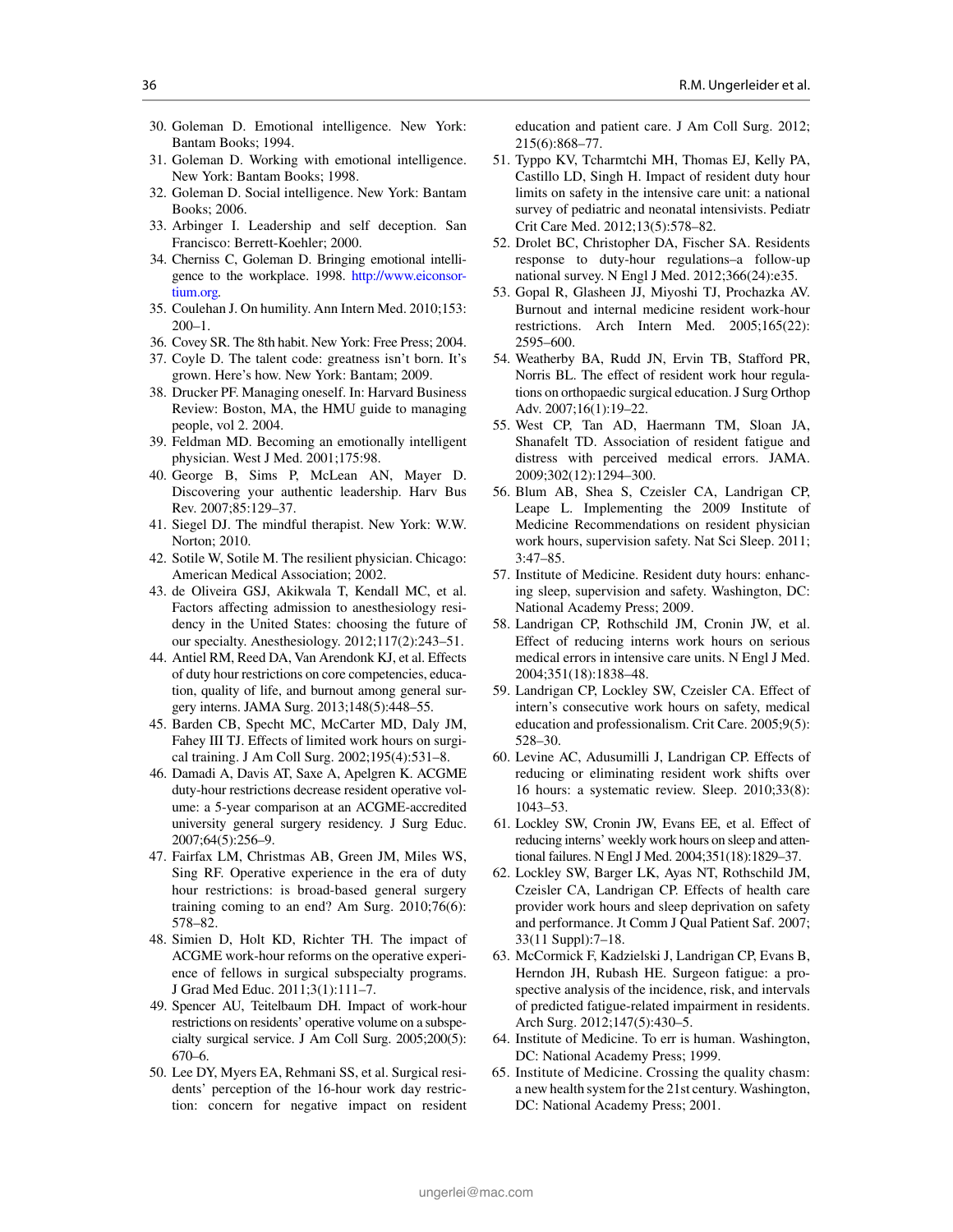30. Goleman D. Emotional intelligence. New York: Bantam Books; 1994.
31. Goleman D. Working with emotional intelligence. New York: Bantam Books; 1998.
32. Goleman D. Social intelligence. New York: Bantam Books; 2006.
33. Arbinger I. Leadership and self deception. San Francisco: Berrett-Koehler; 2000.
34. Cherniss C, Goleman D. Bringing emotional intelligence to the workplace. 1998. http://www.eiconsortium.org.
35. Coulehan J. On humility. Ann Intern Med. 2010;153:200–1.
36. Covey SR. The 8th habit. New York: Free Press; 2004.
37. Coyle D. The talent code: greatness isn't born. It's grown. Here's how. New York: Bantam; 2009.
38. Drucker PF. Managing oneself. In: Harvard Business Review: Boston, MA, the HMU guide to managing people, vol 2. 2004.
39. Feldman MD. Becoming an emotionally intelligent physician. West J Med. 2001;175:98.
40. George B, Sims P, McLean AN, Mayer D. Discovering your authentic leadership. Harv Bus Rev. 2007;85:129–37.
41. Siegel DJ. The mindful therapist. New York: W.W. Norton; 2010.
42. Sotile W, Sotile M. The resilient physician. Chicago: American Medical Association; 2002.
43. de Oliveira GSJ, Akikwala T, Kendall MC, et al. Factors affecting admission to anesthesiology residency in the United States: choosing the future of our specialty. Anesthesiology. 2012;117(2):243–51.
44. Antiel RM, Reed DA, Van Arendonk KJ, et al. Effects of duty hour restrictions on core competencies, education, quality of life, and burnout among general surgery interns. JAMA Surg. 2013;148(5):448–55.
45. Barden CB, Specht MC, McCarter MD, Daly JM, Fahey III TJ. Effects of limited work hours on surgical training. J Am Coll Surg. 2002;195(4):531–8.
46. Damadi A, Davis AT, Saxe A, Apelgren K. ACGME duty-hour restrictions decrease resident operative volume: a 5-year comparison at an ACGME-accredited university general surgery residency. J Surg Educ. 2007;64(5):256–9.
47. Fairfax LM, Christmas AB, Green JM, Miles WS, Sing RF. Operative experience in the era of duty hour restrictions: is broad-based general surgery training coming to an end? Am Surg. 2010;76(6):578–82.
48. Simien D, Holt KD, Richter TH. The impact of ACGME work-hour reforms on the operative experience of fellows in surgical subspecialty programs. J Grad Med Educ. 2011;3(1):111–7.
49. Spencer AU, Teitelbaum DH. Impact of work-hour restrictions on residents' operative volume on a subspecialty surgical service. J Am Coll Surg. 2005;200(5):670–6.
50. Lee DY, Myers EA, Rehmani SS, et al. Surgical residents' perception of the 16-hour work day restriction: concern for negative impact on resident education and patient care. J Am Coll Surg. 2012;215(6):868–77.
51. Typpo KV, Tcharmtchi MH, Thomas EJ, Kelly PA, Castillo LD, Singh H. Impact of resident duty hour limits on safety in the intensive care unit: a national survey of pediatric and neonatal intensivists. Pediatr Crit Care Med. 2012;13(5):578–82.
52. Drolet BC, Christopher DA, Fischer SA. Residents response to duty-hour regulations–a follow-up national survey. N Engl J Med. 2012;366(24):e35.
53. Gopal R, Glasheen JJ, Miyoshi TJ, Prochazka AV. Burnout and internal medicine resident work-hour restrictions. Arch Intern Med. 2005;165(22):2595–600.
54. Weatherby BA, Rudd JN, Ervin TB, Stafford PR, Norris BL. The effect of resident work hour regulations on orthopaedic surgical education. J Surg Orthop Adv. 2007;16(1):19–22.
55. West CP, Tan AD, Haermann TM, Sloan JA, Shanafelt TD. Association of resident fatigue and distress with perceived medical errors. JAMA. 2009;302(12):1294–300.
56. Blum AB, Shea S, Czeisler CA, Landrigan CP, Leape L. Implementing the 2009 Institute of Medicine Recommendations on resident physician work hours, supervision safety. Nat Sci Sleep. 2011;3:47–85.
57. Institute of Medicine. Resident duty hours: enhancing sleep, supervision and safety. Washington, DC: National Academy Press; 2009.
58. Landrigan CP, Rothschild JM, Cronin JW, et al. Effect of reducing interns work hours on serious medical errors in intensive care units. N Engl J Med. 2004;351(18):1838–48.
59. Landrigan CP, Lockley SW, Czeisler CA. Effect of intern's consecutive work hours on safety, medical education and professionalism. Crit Care. 2005;9(5):528–30.
60. Levine AC, Adusumilli J, Landrigan CP. Effects of reducing or eliminating resident work shifts over 16 hours: a systematic review. Sleep. 2010;33(8):1043–53.
61. Lockley SW, Cronin JW, Evans EE, et al. Effect of reducing interns' weekly work hours on sleep and attentional failures. N Engl J Med. 2004;351(18):1829–37.
62. Lockley SW, Barger LK, Ayas NT, Rothschild JM, Czeisler CA, Landrigan CP. Effects of health care provider work hours and sleep deprivation on safety and performance. Jt Comm J Qual Patient Saf. 2007;33(11 Suppl):7–18.
63. McCormick F, Kadzielski J, Landrigan CP, Evans B, Herndon JH, Rubash HE. Surgeon fatigue: a prospective analysis of the incidence, risk, and intervals of predicted fatigue-related impairment in residents. Arch Surg. 2012;147(5):430–5.
64. Institute of Medicine. To err is human. Washington, DC: National Academy Press; 1999.
65. Institute of Medicine. Crossing the quality chasm: a new health system for the 21st century. Washington, DC: National Academy Press; 2001.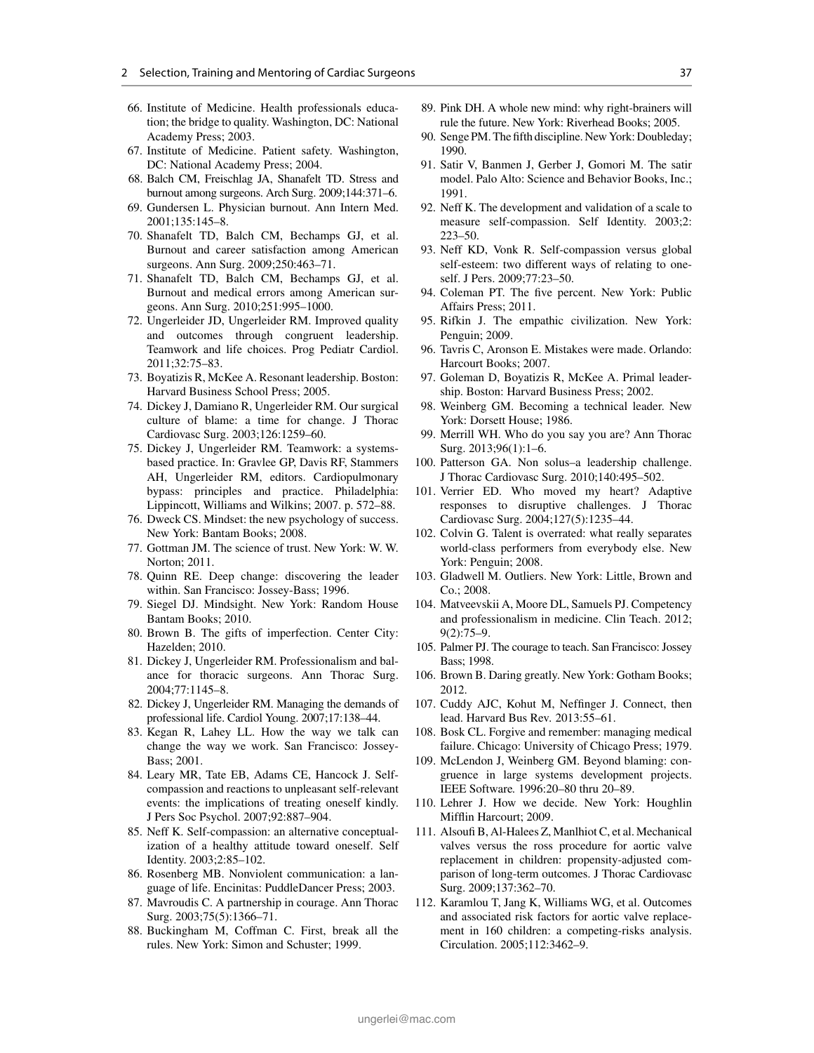66. Institute of Medicine. Health professionals education; the bridge to quality. Washington, DC: National Academy Press; 2003.
67. Institute of Medicine. Patient safety. Washington, DC: National Academy Press; 2004.
68. Balch CM, Freischlag JA, Shanafelt TD. Stress and burnout among surgeons. Arch Surg. 2009;144:371–6.
69. Gundersen L. Physician burnout. Ann Intern Med. 2001;135:145–8.
70. Shanafelt TD, Balch CM, Bechamps GJ, et al. Burnout and career satisfaction among American surgeons. Ann Surg. 2009;250:463–71.
71. Shanafelt TD, Balch CM, Bechamps GJ, et al. Burnout and medical errors among American surgeons. Ann Surg. 2010;251:995–1000.
72. Ungerleider JD, Ungerleider RM. Improved quality and outcomes through congruent leadership. Teamwork and life choices. Prog Pediatr Cardiol. 2011;32:75–83.
73. Boyatizis R, McKee A. Resonant leadership. Boston: Harvard Business School Press; 2005.
74. Dickey J, Damiano R, Ungerleider RM. Our surgical culture of blame: a time for change. J Thorac Cardiovasc Surg. 2003;126:1259–60.
75. Dickey J, Ungerleider RM. Teamwork: a systems-based practice. In: Gravlee GP, Davis RF, Stammers AH, Ungerleider RM, editors. Cardiopulmonary bypass: principles and practice. Philadelphia: Lippincott, Williams and Wilkins; 2007. p. 572–88.
76. Dweck CS. Mindset: the new psychology of success. New York: Bantam Books; 2008.
77. Gottman JM. The science of trust. New York: W. W. Norton; 2011.
78. Quinn RE. Deep change: discovering the leader within. San Francisco: Jossey-Bass; 1996.
79. Siegel DJ. Mindsight. New York: Random House Bantam Books; 2010.
80. Brown B. The gifts of imperfection. Center City: Hazelden; 2010.
81. Dickey J, Ungerleider RM. Professionalism and balance for thoracic surgeons. Ann Thorac Surg. 2004;77:1145–8.
82. Dickey J, Ungerleider RM. Managing the demands of professional life. Cardiol Young. 2007;17:138–44.
83. Kegan R, Lahey LL. How the way we talk can change the way we work. San Francisco: Jossey-Bass; 2001.
84. Leary MR, Tate EB, Adams CE, Hancock J. Self-compassion and reactions to unpleasant self-relevant events: the implications of treating oneself kindly. J Pers Soc Psychol. 2007;92:887–904.
85. Neff K. Self-compassion: an alternative conceptualization of a healthy attitude toward oneself. Self Identity. 2003;2:85–102.
86. Rosenberg MB. Nonviolent communication: a language of life. Encinitas: PuddleDancer Press; 2003.
87. Mavroudis C. A partnership in courage. Ann Thorac Surg. 2003;75(5):1366–71.
88. Buckingham M, Coffman C. First, break all the rules. New York: Simon and Schuster; 1999.
89. Pink DH. A whole new mind: why right-brainers will rule the future. New York: Riverhead Books; 2005.
90. Senge PM. The fifth discipline. New York: Doubleday; 1990.
91. Satir V, Banmen J, Gerber J, Gomori M. The satir model. Palo Alto: Science and Behavior Books, Inc.; 1991.
92. Neff K. The development and validation of a scale to measure self-compassion. Self Identity. 2003;2: 223–50.
93. Neff KD, Vonk R. Self-compassion versus global self-esteem: two different ways of relating to oneself. J Pers. 2009;77:23–50.
94. Coleman PT. The five percent. New York: Public Affairs Press; 2011.
95. Rifkin J. The empathic civilization. New York: Penguin; 2009.
96. Tavris C, Aronson E. Mistakes were made. Orlando: Harcourt Books; 2007.
97. Goleman D, Boyatizis R, McKee A. Primal leadership. Boston: Harvard Business Press; 2002.
98. Weinberg GM. Becoming a technical leader. New York: Dorsett House; 1986.
99. Merrill WH. Who do you say you are? Ann Thorac Surg. 2013;96(1):1–6.
100. Patterson GA. Non solus–a leadership challenge. J Thorac Cardiovasc Surg. 2010;140:495–502.
101. Verrier ED. Who moved my heart? Adaptive responses to disruptive challenges. J Thorac Cardiovasc Surg. 2004;127(5):1235–44.
102. Colvin G. Talent is overrated: what really separates world-class performers from everybody else. New York: Penguin; 2008.
103. Gladwell M. Outliers. New York: Little, Brown and Co.; 2008.
104. Matveevskii A, Moore DL, Samuels PJ. Competency and professionalism in medicine. Clin Teach. 2012; 9(2):75–9.
105. Palmer PJ. The courage to teach. San Francisco: Jossey Bass; 1998.
106. Brown B. Daring greatly. New York: Gotham Books; 2012.
107. Cuddy AJC, Kohut M, Neffinger J. Connect, then lead. Harvard Bus Rev. 2013:55–61.
108. Bosk CL. Forgive and remember: managing medical failure. Chicago: University of Chicago Press; 1979.
109. McLendon J, Weinberg GM. Beyond blaming: congruence in large systems development projects. IEEE Software. 1996:20–80 thru 20–89.
110. Lehrer J. How we decide. New York: Houghlin Mifflin Harcourt; 2009.
111. Alsoufi B, Al-Halees Z, Manlhiot C, et al. Mechanical valves versus the ross procedure for aortic valve replacement in children: propensity-adjusted comparison of long-term outcomes. J Thorac Cardiovasc Surg. 2009;137:362–70.
112. Karamlou T, Jang K, Williams WG, et al. Outcomes and associated risk factors for aortic valve replacement in 160 children: a competing-risks analysis. Circulation. 2005;112:3462–9.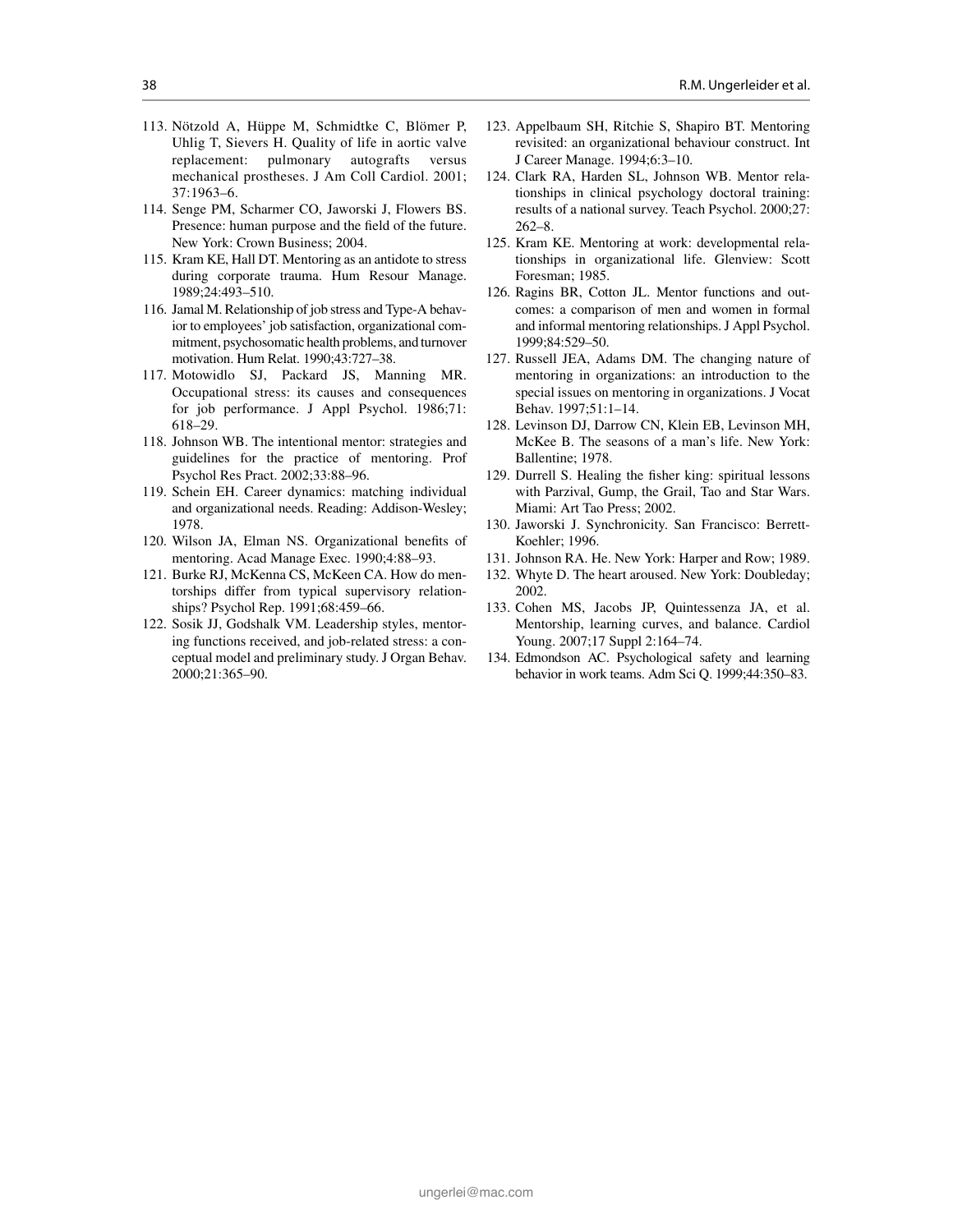113. Nötzold A, Hüppe M, Schmidtke C, Blömer P, Uhlig T, Sievers H. Quality of life in aortic valve replacement: pulmonary autografts versus mechanical prostheses. J Am Coll Cardiol. 2001; 37:1963–6.
114. Senge PM, Scharmer CO, Jaworski J, Flowers BS. Presence: human purpose and the field of the future. New York: Crown Business; 2004.
115. Kram KE, Hall DT. Mentoring as an antidote to stress during corporate trauma. Hum Resour Manage. 1989;24:493–510.
116. Jamal M. Relationship of job stress and Type-A behavior to employees' job satisfaction, organizational commitment, psychosomatic health problems, and turnover motivation. Hum Relat. 1990;43:727–38.
117. Motowidlo SJ, Packard JS, Manning MR. Occupational stress: its causes and consequences for job performance. J Appl Psychol. 1986;71: 618–29.
118. Johnson WB. The intentional mentor: strategies and guidelines for the practice of mentoring. Prof Psychol Res Pract. 2002;33:88–96.
119. Schein EH. Career dynamics: matching individual and organizational needs. Reading: Addison-Wesley; 1978.
120. Wilson JA, Elman NS. Organizational benefits of mentoring. Acad Manage Exec. 1990;4:88–93.
121. Burke RJ, McKenna CS, McKeen CA. How do mentorships differ from typical supervisory relationships? Psychol Rep. 1991;68:459–66.
122. Sosik JJ, Godshalk VM. Leadership styles, mentoring functions received, and job-related stress: a conceptual model and preliminary study. J Organ Behav. 2000;21:365–90.
123. Appelbaum SH, Ritchie S, Shapiro BT. Mentoring revisited: an organizational behaviour construct. Int J Career Manage. 1994;6:3–10.
124. Clark RA, Harden SL, Johnson WB. Mentor relationships in clinical psychology doctoral training: results of a national survey. Teach Psychol. 2000;27: 262–8.
125. Kram KE. Mentoring at work: developmental relationships in organizational life. Glenview: Scott Foresman; 1985.
126. Ragins BR, Cotton JL. Mentor functions and outcomes: a comparison of men and women in formal and informal mentoring relationships. J Appl Psychol. 1999;84:529–50.
127. Russell JEA, Adams DM. The changing nature of mentoring in organizations: an introduction to the special issues on mentoring in organizations. J Vocat Behav. 1997;51:1–14.
128. Levinson DJ, Darrow CN, Klein EB, Levinson MH, McKee B. The seasons of a man's life. New York: Ballentine; 1978.
129. Durrell S. Healing the fisher king: spiritual lessons with Parzival, Gump, the Grail, Tao and Star Wars. Miami: Art Tao Press; 2002.
130. Jaworski J. Synchronicity. San Francisco: Berrett-Koehler; 1996.
131. Johnson RA. He. New York: Harper and Row; 1989.
132. Whyte D. The heart aroused. New York: Doubleday; 2002.
133. Cohen MS, Jacobs JP, Quintessenza JA, et al. Mentorship, learning curves, and balance. Cardiol Young. 2007;17 Suppl 2:164–74.
134. Edmondson AC. Psychological safety and learning behavior in work teams. Adm Sci Q. 1999;44:350–83.